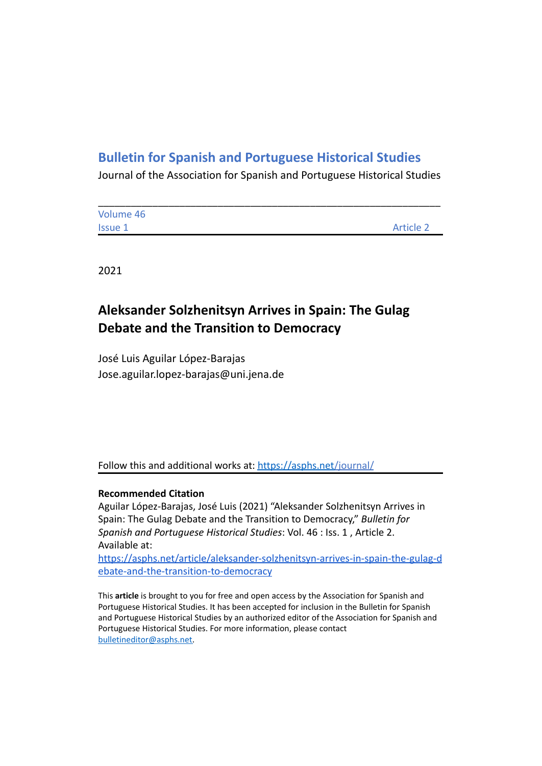# Bulletin for Spanish and Portuguese Historical Studies

Journal of the Association for Spanish and Portuguese Historical Studies

---

Volume 46
Issue 1 Article 2

2021

## Aleksander Solzhenitsyn Arrives in Spain: The Gulag Debate and the Transition to Democracy

José Luis Aguilar López-Barajas
Jose.aguilar.lopez-barajas@uni.jena.de

Follow this and additional works at: https://asphs.net/journal/

**Recommended Citation**
Aguilar López-Barajas, José Luis (2021) "Aleksander Solzhenitsyn Arrives in Spain: The Gulag Debate and the Transition to Democracy," *Bulletin for Spanish and Portuguese Historical Studies*: Vol. 46 : Iss. 1 , Article 2.
Available at:
https://asphs.net/article/aleksander-solzhenitsyn-arrives-in-spain-the-gulag-debate-and-the-transition-to-democracy

This **article** is brought to you for free and open access by the Association for Spanish and Portuguese Historical Studies. It has been accepted for inclusion in the Bulletin for Spanish and Portuguese Historical Studies by an authorized editor of the Association for Spanish and Portuguese Historical Studies. For more information, please contact bulletineditor@asphs.net.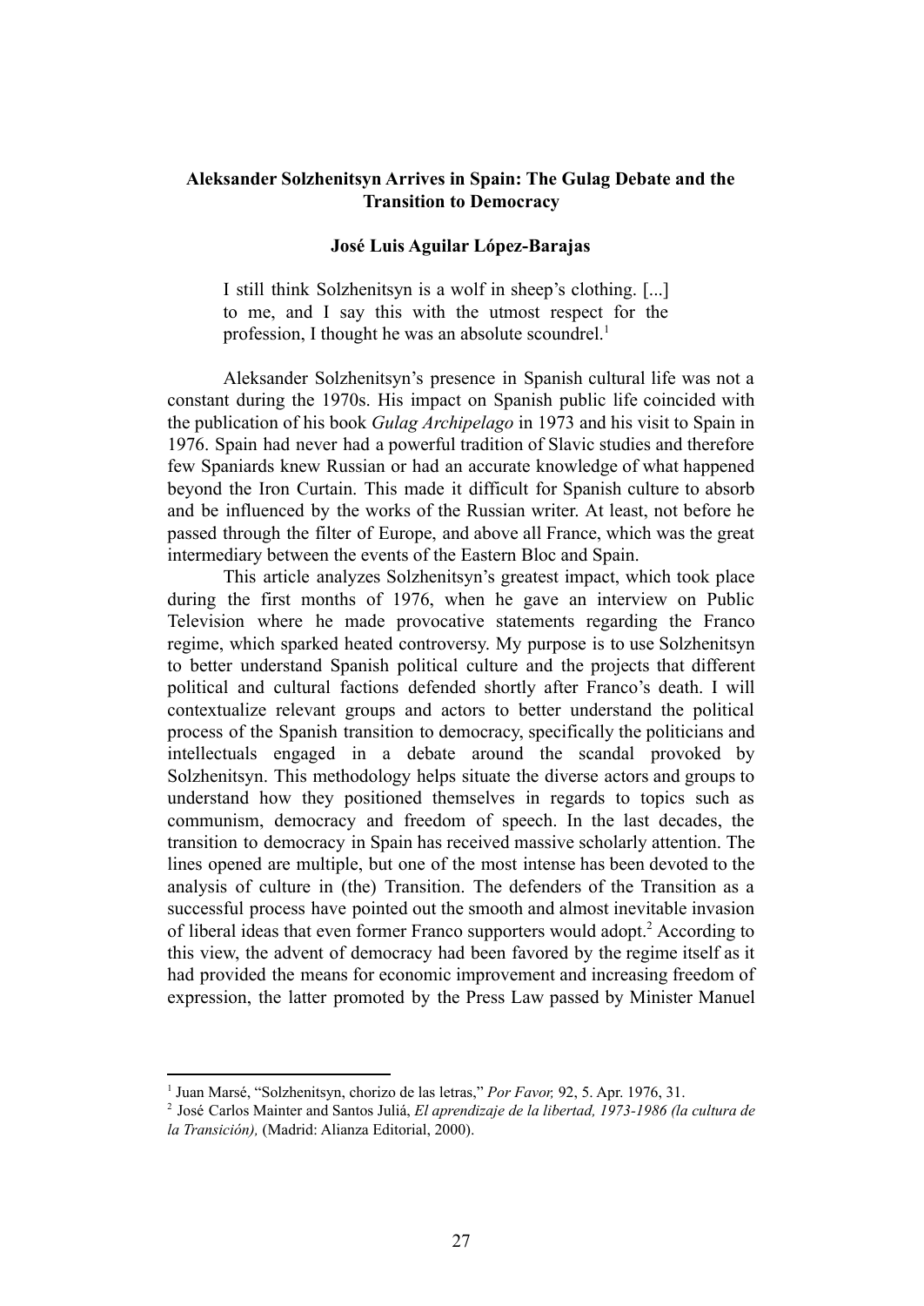**Aleksander Solzhenitsyn Arrives in Spain: The Gulag Debate and the Transition to Democracy**

**José Luis Aguilar López-Barajas**

> I still think Solzhenitsyn is a wolf in sheep's clothing. [...] to me, and I say this with the utmost respect for the profession, I thought he was an absolute scoundrel.[1]

Aleksander Solzhenitsyn's presence in Spanish cultural life was not a constant during the 1970s. His impact on Spanish public life coincided with the publication of his book *Gulag Archipelago* in 1973 and his visit to Spain in 1976. Spain had never had a powerful tradition of Slavic studies and therefore few Spaniards knew Russian or had an accurate knowledge of what happened beyond the Iron Curtain. This made it difficult for Spanish culture to absorb and be influenced by the works of the Russian writer. At least, not before he passed through the filter of Europe, and above all France, which was the great intermediary between the events of the Eastern Bloc and Spain.

This article analyzes Solzhenitsyn's greatest impact, which took place during the first months of 1976, when he gave an interview on Public Television where he made provocative statements regarding the Franco regime, which sparked heated controversy. My purpose is to use Solzhenitsyn to better understand Spanish political culture and the projects that different political and cultural factions defended shortly after Franco's death. I will contextualize relevant groups and actors to better understand the political process of the Spanish transition to democracy, specifically the politicians and intellectuals engaged in a debate around the scandal provoked by Solzhenitsyn. This methodology helps situate the diverse actors and groups to understand how they positioned themselves in regards to topics such as communism, democracy and freedom of speech. In the last decades, the transition to democracy in Spain has received massive scholarly attention. The lines opened are multiple, but one of the most intense has been devoted to the analysis of culture in (the) Transition. The defenders of the Transition as a successful process have pointed out the smooth and almost inevitable invasion of liberal ideas that even former Franco supporters would adopt.[2] According to this view, the advent of democracy had been favored by the regime itself as it had provided the means for economic improvement and increasing freedom of expression, the latter promoted by the Press Law passed by Minister Manuel

---

[1] Juan Marsé, "Solzhenitsyn, chorizo de las letras," *Por Favor,* 92, 5. Apr. 1976, 31.

[2] José Carlos Mainter and Santos Juliá, *El aprendizaje de la libertad, 1973-1986 (la cultura de la Transición),* (Madrid: Alianza Editorial, 2000).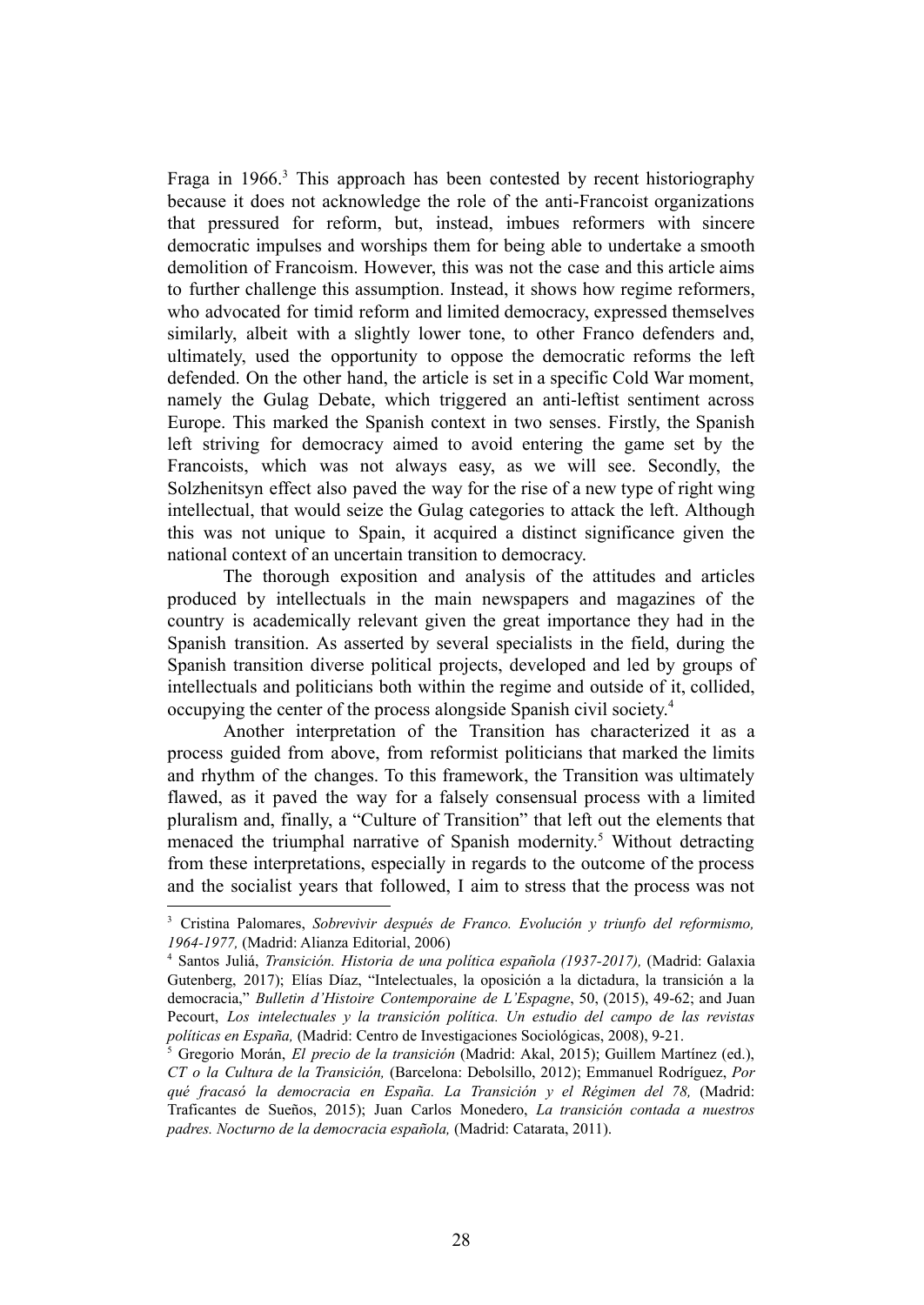Fraga in 1966.[3] This approach has been contested by recent historiography because it does not acknowledge the role of the anti-Francoist organizations that pressured for reform, but, instead, imbues reformers with sincere democratic impulses and worships them for being able to undertake a smooth demolition of Francoism. However, this was not the case and this article aims to further challenge this assumption. Instead, it shows how regime reformers, who advocated for timid reform and limited democracy, expressed themselves similarly, albeit with a slightly lower tone, to other Franco defenders and, ultimately, used the opportunity to oppose the democratic reforms the left defended. On the other hand, the article is set in a specific Cold War moment, namely the Gulag Debate, which triggered an anti-leftist sentiment across Europe. This marked the Spanish context in two senses. Firstly, the Spanish left striving for democracy aimed to avoid entering the game set by the Francoists, which was not always easy, as we will see. Secondly, the Solzhenitsyn effect also paved the way for the rise of a new type of right wing intellectual, that would seize the Gulag categories to attack the left. Although this was not unique to Spain, it acquired a distinct significance given the national context of an uncertain transition to democracy.

The thorough exposition and analysis of the attitudes and articles produced by intellectuals in the main newspapers and magazines of the country is academically relevant given the great importance they had in the Spanish transition. As asserted by several specialists in the field, during the Spanish transition diverse political projects, developed and led by groups of intellectuals and politicians both within the regime and outside of it, collided, occupying the center of the process alongside Spanish civil society.[4]

Another interpretation of the Transition has characterized it as a process guided from above, from reformist politicians that marked the limits and rhythm of the changes. To this framework, the Transition was ultimately flawed, as it paved the way for a falsely consensual process with a limited pluralism and, finally, a "Culture of Transition" that left out the elements that menaced the triumphal narrative of Spanish modernity.[5] Without detracting from these interpretations, especially in regards to the outcome of the process and the socialist years that followed, I aim to stress that the process was not

---

[3] Cristina Palomares, *Sobrevivir después de Franco. Evolución y triunfo del reformismo, 1964-1977,* (Madrid: Alianza Editorial, 2006)

[4] Santos Juliá, *Transición. Historia de una política española (1937-2017),* (Madrid: Galaxia Gutenberg, 2017); Elías Díaz, "Intelectuales, la oposición a la dictadura, la transición a la democracia," *Bulletin d'Histoire Contemporaine de L'Espagne*, 50, (2015), 49-62; and Juan Pecourt, *Los intelectuales y la transición política. Un estudio del campo de las revistas políticas en España,* (Madrid: Centro de Investigaciones Sociológicas, 2008), 9-21.

[5] Gregorio Morán, *El precio de la transición* (Madrid: Akal, 2015); Guillem Martínez (ed.), *CT o la Cultura de la Transición,* (Barcelona: Debolsillo, 2012); Emmanuel Rodríguez, *Por qué fracasó la democracia en España. La Transición y el Régimen del 78,* (Madrid: Traficantes de Sueños, 2015); Juan Carlos Monedero, *La transición contada a nuestros padres. Nocturno de la democracia española,* (Madrid: Catarata, 2011).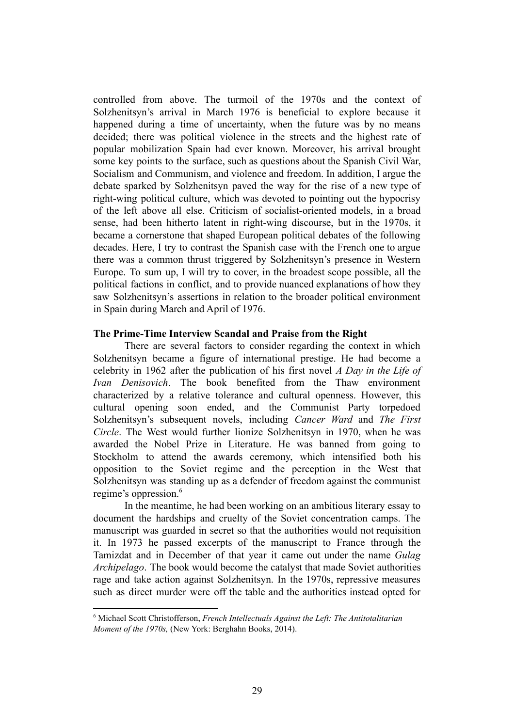controlled from above. The turmoil of the 1970s and the context of Solzhenitsyn's arrival in March 1976 is beneficial to explore because it happened during a time of uncertainty, when the future was by no means decided; there was political violence in the streets and the highest rate of popular mobilization Spain had ever known. Moreover, his arrival brought some key points to the surface, such as questions about the Spanish Civil War, Socialism and Communism, and violence and freedom. In addition, I argue the debate sparked by Solzhenitsyn paved the way for the rise of a new type of right-wing political culture, which was devoted to pointing out the hypocrisy of the left above all else. Criticism of socialist-oriented models, in a broad sense, had been hitherto latent in right-wing discourse, but in the 1970s, it became a cornerstone that shaped European political debates of the following decades. Here, I try to contrast the Spanish case with the French one to argue there was a common thrust triggered by Solzhenitsyn's presence in Western Europe. To sum up, I will try to cover, in the broadest scope possible, all the political factions in conflict, and to provide nuanced explanations of how they saw Solzhenitsyn's assertions in relation to the broader political environment in Spain during March and April of 1976.

**The Prime-Time Interview Scandal and Praise from the Right**

There are several factors to consider regarding the context in which Solzhenitsyn became a figure of international prestige. He had become a celebrity in 1962 after the publication of his first novel *A Day in the Life of Ivan Denisovich*. The book benefited from the Thaw environment characterized by a relative tolerance and cultural openness. However, this cultural opening soon ended, and the Communist Party torpedoed Solzhenitsyn's subsequent novels, including *Cancer Ward* and *The First Circle*. The West would further lionize Solzhenitsyn in 1970, when he was awarded the Nobel Prize in Literature. He was banned from going to Stockholm to attend the awards ceremony, which intensified both his opposition to the Soviet regime and the perception in the West that Solzhenitsyn was standing up as a defender of freedom against the communist regime's oppression.[6]

In the meantime, he had been working on an ambitious literary essay to document the hardships and cruelty of the Soviet concentration camps. The manuscript was guarded in secret so that the authorities would not requisition it. In 1973 he passed excerpts of the manuscript to France through the Tamizdat and in December of that year it came out under the name *Gulag Archipelago*. The book would become the catalyst that made Soviet authorities rage and take action against Solzhenitsyn. In the 1970s, repressive measures such as direct murder were off the table and the authorities instead opted for

[6] Michael Scott Christofferson, *French Intellectuals Against the Left: The Antitotalitarian Moment of the 1970s,* (New York: Berghahn Books, 2014).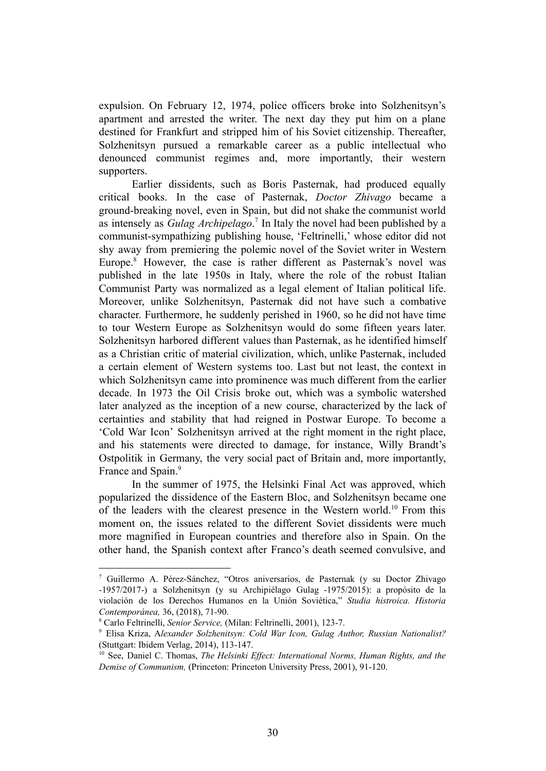expulsion. On February 12, 1974, police officers broke into Solzhenitsyn's apartment and arrested the writer. The next day they put him on a plane destined for Frankfurt and stripped him of his Soviet citizenship. Thereafter, Solzhenitsyn pursued a remarkable career as a public intellectual who denounced communist regimes and, more importantly, their western supporters.

Earlier dissidents, such as Boris Pasternak, had produced equally critical books. In the case of Pasternak, *Doctor Zhivago* became a ground-breaking novel, even in Spain, but did not shake the communist world as intensely as *Gulag Archipelago*.[7] In Italy the novel had been published by a communist-sympathizing publishing house, 'Feltrinelli,' whose editor did not shy away from premiering the polemic novel of the Soviet writer in Western Europe.[8] However, the case is rather different as Pasternak's novel was published in the late 1950s in Italy, where the role of the robust Italian Communist Party was normalized as a legal element of Italian political life. Moreover, unlike Solzhenitsyn, Pasternak did not have such a combative character. Furthermore, he suddenly perished in 1960, so he did not have time to tour Western Europe as Solzhenitsyn would do some fifteen years later. Solzhenitsyn harbored different values than Pasternak, as he identified himself as a Christian critic of material civilization, which, unlike Pasternak, included a certain element of Western systems too. Last but not least, the context in which Solzhenitsyn came into prominence was much different from the earlier decade. In 1973 the Oil Crisis broke out, which was a symbolic watershed later analyzed as the inception of a new course, characterized by the lack of certainties and stability that had reigned in Postwar Europe. To become a 'Cold War Icon' Solzhenitsyn arrived at the right moment in the right place, and his statements were directed to damage, for instance, Willy Brandt's Ostpolitik in Germany, the very social pact of Britain and, more importantly, France and Spain.[9]

In the summer of 1975, the Helsinki Final Act was approved, which popularized the dissidence of the Eastern Bloc, and Solzhenitsyn became one of the leaders with the clearest presence in the Western world.[10] From this moment on, the issues related to the different Soviet dissidents were much more magnified in European countries and therefore also in Spain. On the other hand, the Spanish context after Franco's death seemed convulsive, and

---

[7] Guillermo A. Pérez-Sánchez, "Otros aniversarios, de Pasternak (y su Doctor Zhivago -1957/2017-) a Solzhenitsyn (y su Archipiélago Gulag -1975/2015): a propósito de la violación de los Derechos Humanos en la Unión Soviética," *Studia histroica. Historia Contemporánea,* 36, (2018), 71-90.

[8] Carlo Feltrinelli, *Senior Service,* (Milan: Feltrinelli, 2001), 123-7.

[9] Elisa Kriza, A*lexander Solzhenitsyn: Cold War Icon, Gulag Author, Russian Nationalist?* (Stuttgart: Ibidem Verlag, 2014), 113-147.

[10] See, Daniel C. Thomas, *The Helsinki Effect: International Norms, Human Rights, and the Demise of Communism,* (Princeton: Princeton University Press, 2001), 91-120.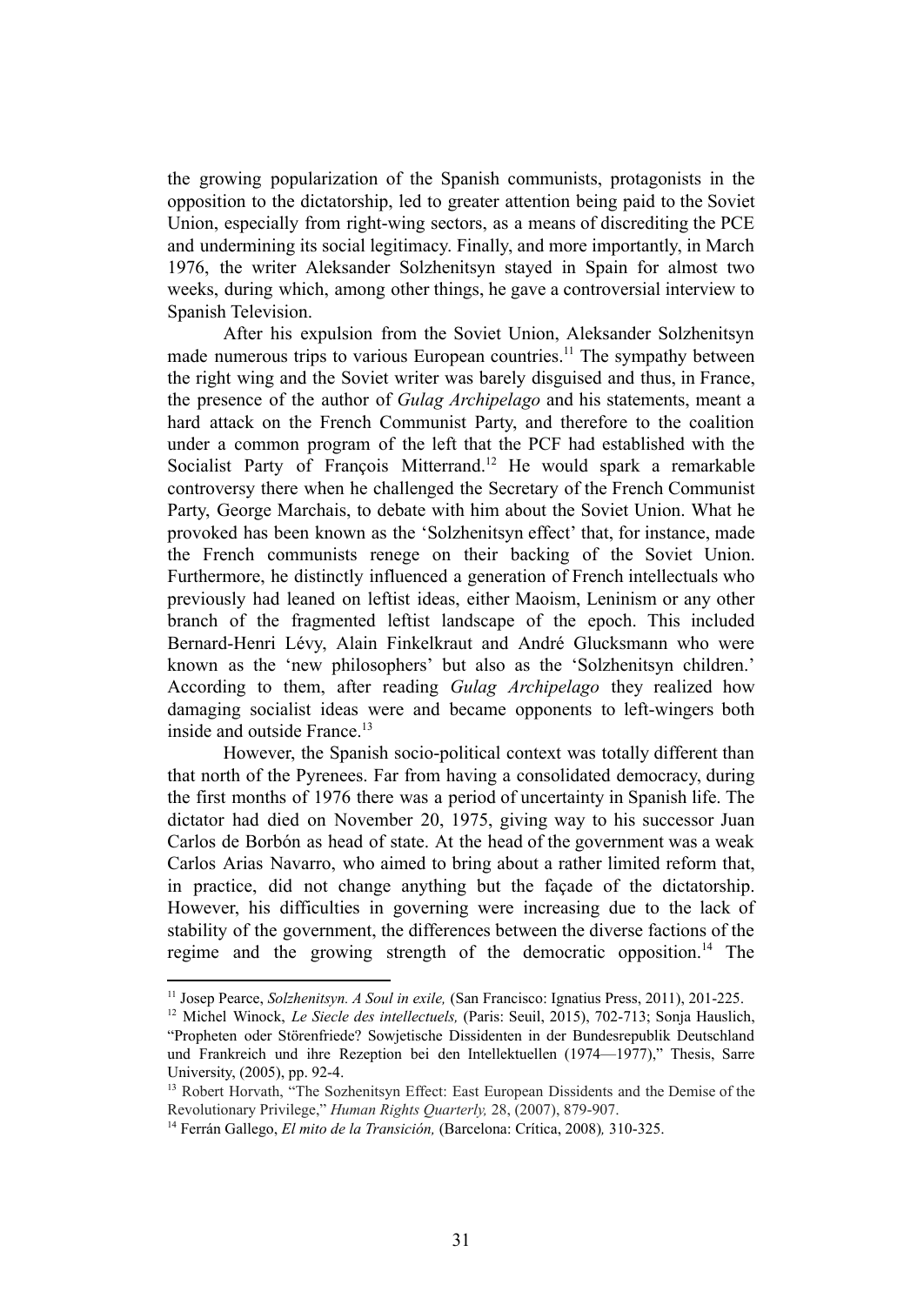the growing popularization of the Spanish communists, protagonists in the opposition to the dictatorship, led to greater attention being paid to the Soviet Union, especially from right-wing sectors, as a means of discrediting the PCE and undermining its social legitimacy. Finally, and more importantly, in March 1976, the writer Aleksander Solzhenitsyn stayed in Spain for almost two weeks, during which, among other things, he gave a controversial interview to Spanish Television.

After his expulsion from the Soviet Union, Aleksander Solzhenitsyn made numerous trips to various European countries.[11] The sympathy between the right wing and the Soviet writer was barely disguised and thus, in France, the presence of the author of *Gulag Archipelago* and his statements, meant a hard attack on the French Communist Party, and therefore to the coalition under a common program of the left that the PCF had established with the Socialist Party of François Mitterrand.[12] He would spark a remarkable controversy there when he challenged the Secretary of the French Communist Party, George Marchais, to debate with him about the Soviet Union. What he provoked has been known as the 'Solzhenitsyn effect' that, for instance, made the French communists renege on their backing of the Soviet Union. Furthermore, he distinctly influenced a generation of French intellectuals who previously had leaned on leftist ideas, either Maoism, Leninism or any other branch of the fragmented leftist landscape of the epoch. This included Bernard-Henri Lévy, Alain Finkelkraut and André Glucksmann who were known as the 'new philosophers' but also as the 'Solzhenitsyn children.' According to them, after reading *Gulag Archipelago* they realized how damaging socialist ideas were and became opponents to left-wingers both inside and outside France.[13]

However, the Spanish socio-political context was totally different than that north of the Pyrenees. Far from having a consolidated democracy, during the first months of 1976 there was a period of uncertainty in Spanish life. The dictator had died on November 20, 1975, giving way to his successor Juan Carlos de Borbón as head of state. At the head of the government was a weak Carlos Arias Navarro, who aimed to bring about a rather limited reform that, in practice, did not change anything but the façade of the dictatorship. However, his difficulties in governing were increasing due to the lack of stability of the government, the differences between the diverse factions of the regime and the growing strength of the democratic opposition.[14] The

---

[11] Josep Pearce, *Solzhenitsyn. A Soul in exile,* (San Francisco: Ignatius Press, 2011), 201-225.

[12] Michel Winock, *Le Siecle des intellectuels,* (Paris: Seuil, 2015), 702-713; Sonja Hauslich, "Propheten oder Störenfriede? Sowjetische Dissidenten in der Bundesrepublik Deutschland und Frankreich und ihre Rezeption bei den Intellektuellen (1974—1977)," Thesis, Sarre University, (2005), pp. 92-4.

[13] Robert Horvath, "The Sozhenitsyn Effect: East European Dissidents and the Demise of the Revolutionary Privilege," *Human Rights Quarterly,* 28, (2007), 879-907.

[14] Ferrán Gallego, *El mito de la Transición,* (Barcelona: Crítica, 2008)*,* 310-325.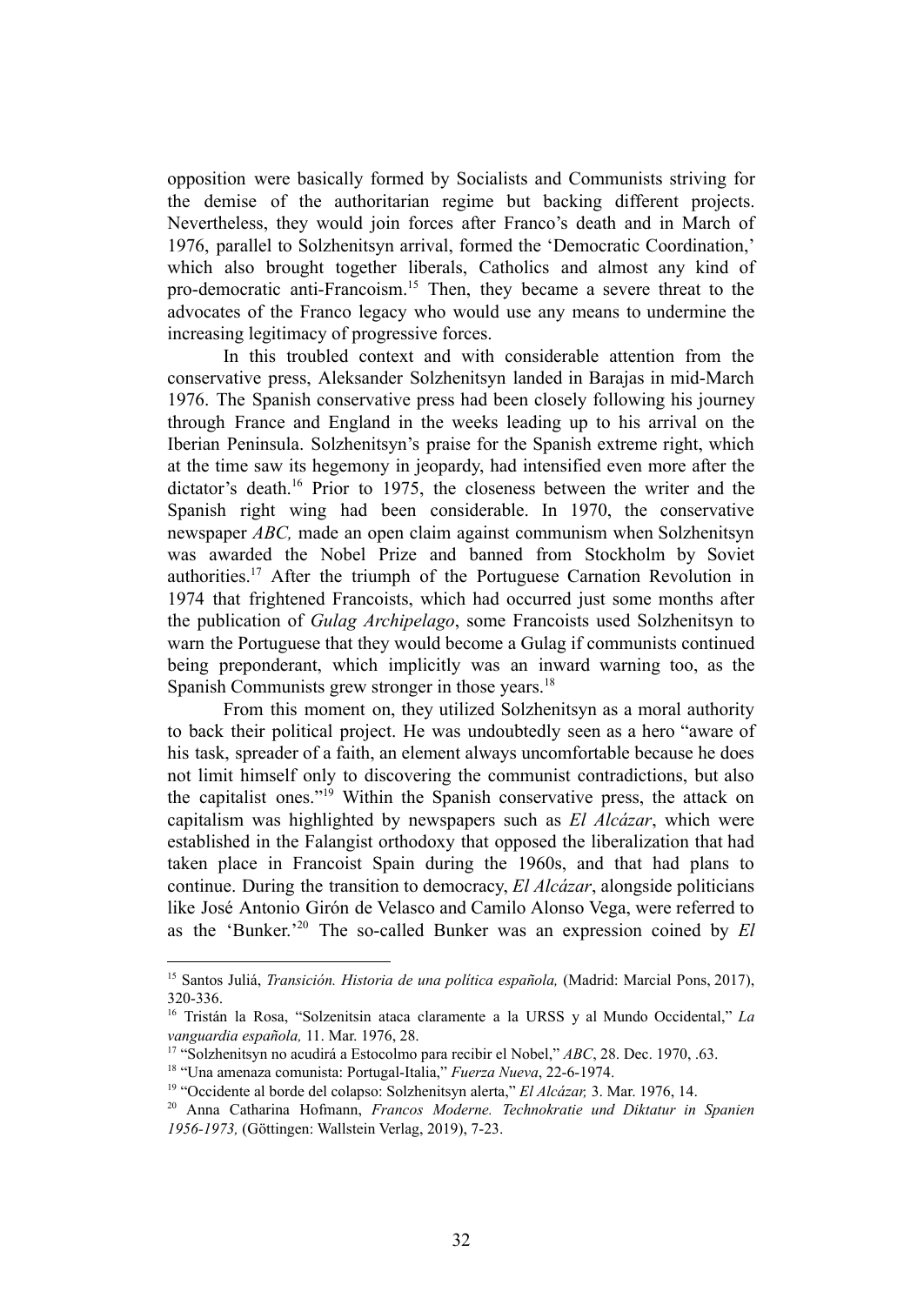opposition were basically formed by Socialists and Communists striving for the demise of the authoritarian regime but backing different projects. Nevertheless, they would join forces after Franco's death and in March of 1976, parallel to Solzhenitsyn arrival, formed the 'Democratic Coordination,' which also brought together liberals, Catholics and almost any kind of pro-democratic anti-Francoism.[15] Then, they became a severe threat to the advocates of the Franco legacy who would use any means to undermine the increasing legitimacy of progressive forces.

In this troubled context and with considerable attention from the conservative press, Aleksander Solzhenitsyn landed in Barajas in mid-March 1976. The Spanish conservative press had been closely following his journey through France and England in the weeks leading up to his arrival on the Iberian Peninsula. Solzhenitsyn's praise for the Spanish extreme right, which at the time saw its hegemony in jeopardy, had intensified even more after the dictator's death.[16] Prior to 1975, the closeness between the writer and the Spanish right wing had been considerable. In 1970, the conservative newspaper *ABC,* made an open claim against communism when Solzhenitsyn was awarded the Nobel Prize and banned from Stockholm by Soviet authorities.[17] After the triumph of the Portuguese Carnation Revolution in 1974 that frightened Francoists, which had occurred just some months after the publication of *Gulag Archipelago*, some Francoists used Solzhenitsyn to warn the Portuguese that they would become a Gulag if communists continued being preponderant, which implicitly was an inward warning too, as the Spanish Communists grew stronger in those years.[18]

From this moment on, they utilized Solzhenitsyn as a moral authority to back their political project. He was undoubtedly seen as a hero "aware of his task, spreader of a faith, an element always uncomfortable because he does not limit himself only to discovering the communist contradictions, but also the capitalist ones."[19] Within the Spanish conservative press, the attack on capitalism was highlighted by newspapers such as *El Alcázar*, which were established in the Falangist orthodoxy that opposed the liberalization that had taken place in Francoist Spain during the 1960s, and that had plans to continue. During the transition to democracy, *El Alcázar*, alongside politicians like José Antonio Girón de Velasco and Camilo Alonso Vega, were referred to as the 'Bunker.'[20] The so-called Bunker was an expression coined by *El*

---

[15] Santos Juliá, *Transición. Historia de una política española,* (Madrid: Marcial Pons, 2017), 320-336.

[16] Tristán la Rosa, "Solzenitsin ataca claramente a la URSS y al Mundo Occidental," *La vanguardia española,* 11. Mar. 1976, 28.

[17] "Solzhenitsyn no acudirá a Estocolmo para recibir el Nobel," *ABC*, 28. Dec. 1970, .63.

[18] "Una amenaza comunista: Portugal-Italia," *Fuerza Nueva*, 22-6-1974.

[19] "Occidente al borde del colapso: Solzhenitsyn alerta," *El Alcázar,* 3. Mar. 1976, 14.

[20] Anna Catharina Hofmann, *Francos Moderne. Technokratie und Diktatur in Spanien 1956-1973,* (Göttingen: Wallstein Verlag, 2019), 7-23.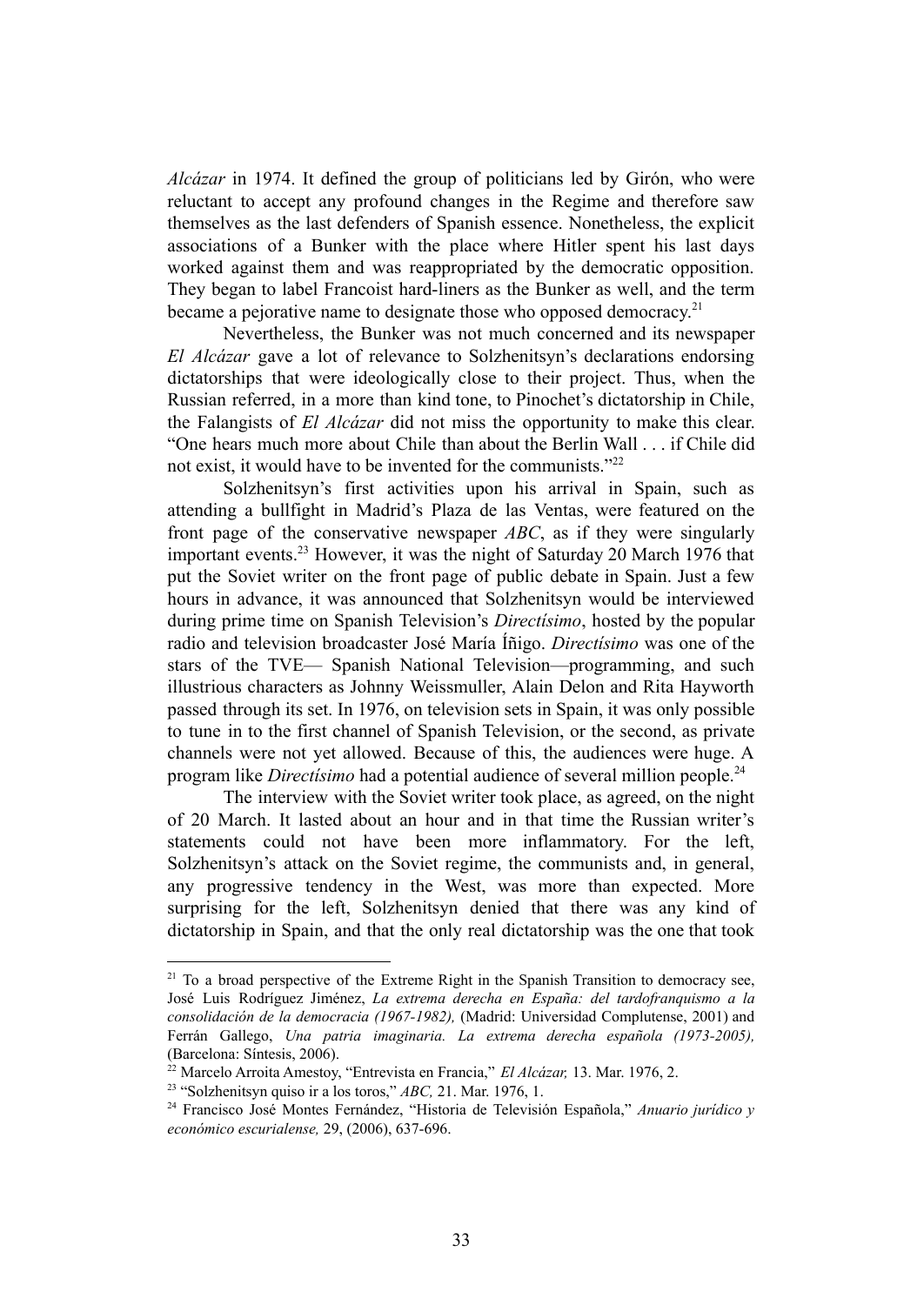*Alcázar* in 1974. It defined the group of politicians led by Girón, who were reluctant to accept any profound changes in the Regime and therefore saw themselves as the last defenders of Spanish essence. Nonetheless, the explicit associations of a Bunker with the place where Hitler spent his last days worked against them and was reappropriated by the democratic opposition. They began to label Francoist hard-liners as the Bunker as well, and the term became a pejorative name to designate those who opposed democracy.[21]

Nevertheless, the Bunker was not much concerned and its newspaper *El Alcázar* gave a lot of relevance to Solzhenitsyn's declarations endorsing dictatorships that were ideologically close to their project. Thus, when the Russian referred, in a more than kind tone, to Pinochet's dictatorship in Chile, the Falangists of *El Alcázar* did not miss the opportunity to make this clear. "One hears much more about Chile than about the Berlin Wall . . . if Chile did not exist, it would have to be invented for the communists."[22]

Solzhenitsyn's first activities upon his arrival in Spain, such as attending a bullfight in Madrid's Plaza de las Ventas, were featured on the front page of the conservative newspaper *ABC*, as if they were singularly important events.[23] However, it was the night of Saturday 20 March 1976 that put the Soviet writer on the front page of public debate in Spain. Just a few hours in advance, it was announced that Solzhenitsyn would be interviewed during prime time on Spanish Television's *Directísimo*, hosted by the popular radio and television broadcaster José María Íñigo. *Directísimo* was one of the stars of the TVE— Spanish National Television—programming, and such illustrious characters as Johnny Weissmuller, Alain Delon and Rita Hayworth passed through its set. In 1976, on television sets in Spain, it was only possible to tune in to the first channel of Spanish Television, or the second, as private channels were not yet allowed. Because of this, the audiences were huge. A program like *Directísimo* had a potential audience of several million people.[24]

The interview with the Soviet writer took place, as agreed, on the night of 20 March. It lasted about an hour and in that time the Russian writer's statements could not have been more inflammatory. For the left, Solzhenitsyn's attack on the Soviet regime, the communists and, in general, any progressive tendency in the West, was more than expected. More surprising for the left, Solzhenitsyn denied that there was any kind of dictatorship in Spain, and that the only real dictatorship was the one that took

---

[21] To a broad perspective of the Extreme Right in the Spanish Transition to democracy see, José Luis Rodríguez Jiménez, *La extrema derecha en España: del tardofranquismo a la consolidación de la democracia (1967-1982),* (Madrid: Universidad Complutense, 2001) and Ferrán Gallego, *Una patria imaginaria. La extrema derecha española (1973-2005),* (Barcelona: Síntesis, 2006).

[22] Marcelo Arroita Amestoy, "Entrevista en Francia," *El Alcázar,* 13. Mar. 1976, 2.

[23] "Solzhenitsyn quiso ir a los toros," *ABC,* 21. Mar. 1976, 1.

[24] Francisco José Montes Fernández, "Historia de Televisión Española," *Anuario jurídico y económico escurialense,* 29, (2006), 637-696.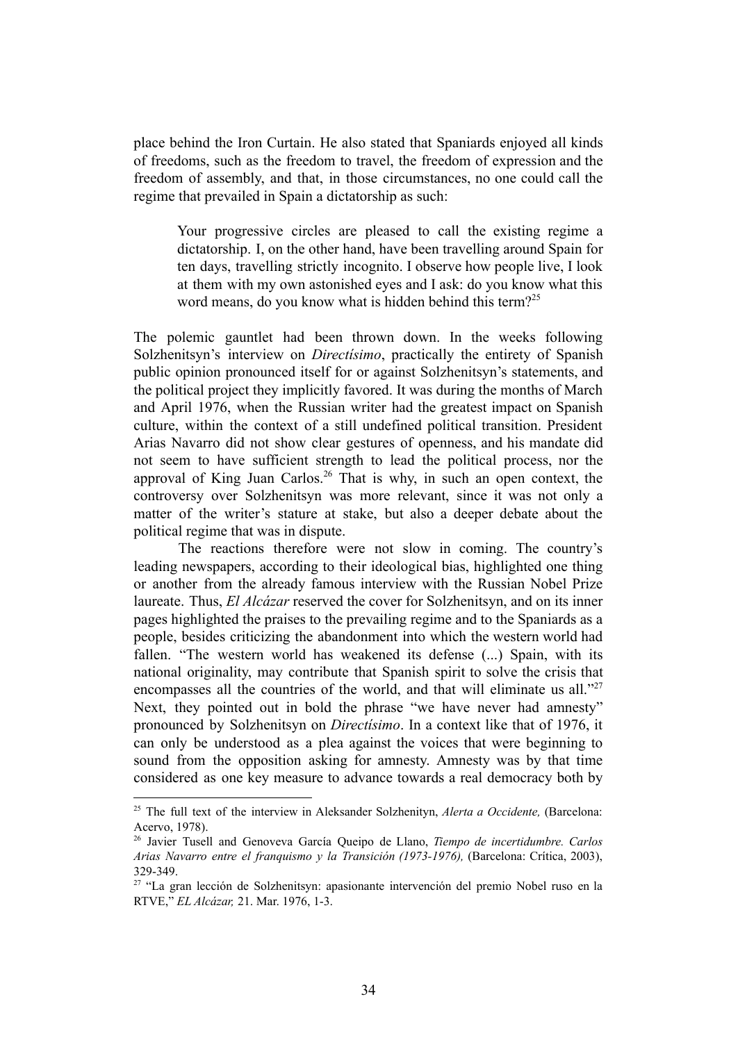place behind the Iron Curtain. He also stated that Spaniards enjoyed all kinds of freedoms, such as the freedom to travel, the freedom of expression and the freedom of assembly, and that, in those circumstances, no one could call the regime that prevailed in Spain a dictatorship as such:

> Your progressive circles are pleased to call the existing regime a dictatorship. I, on the other hand, have been travelling around Spain for ten days, travelling strictly incognito. I observe how people live, I look at them with my own astonished eyes and I ask: do you know what this word means, do you know what is hidden behind this term?[25]

The polemic gauntlet had been thrown down. In the weeks following Solzhenitsyn's interview on *Directísimo*, practically the entirety of Spanish public opinion pronounced itself for or against Solzhenitsyn's statements, and the political project they implicitly favored. It was during the months of March and April 1976, when the Russian writer had the greatest impact on Spanish culture, within the context of a still undefined political transition. President Arias Navarro did not show clear gestures of openness, and his mandate did not seem to have sufficient strength to lead the political process, nor the approval of King Juan Carlos.[26] That is why, in such an open context, the controversy over Solzhenitsyn was more relevant, since it was not only a matter of the writer's stature at stake, but also a deeper debate about the political regime that was in dispute.

The reactions therefore were not slow in coming. The country's leading newspapers, according to their ideological bias, highlighted one thing or another from the already famous interview with the Russian Nobel Prize laureate. Thus, *El Alcázar* reserved the cover for Solzhenitsyn, and on its inner pages highlighted the praises to the prevailing regime and to the Spaniards as a people, besides criticizing the abandonment into which the western world had fallen. "The western world has weakened its defense (...) Spain, with its national originality, may contribute that Spanish spirit to solve the crisis that encompasses all the countries of the world, and that will eliminate us all."[27] Next, they pointed out in bold the phrase "we have never had amnesty" pronounced by Solzhenitsyn on *Directísimo*. In a context like that of 1976, it can only be understood as a plea against the voices that were beginning to sound from the opposition asking for amnesty. Amnesty was by that time considered as one key measure to advance towards a real democracy both by

---

[25] The full text of the interview in Aleksander Solzhenityn, *Alerta a Occidente,* (Barcelona: Acervo, 1978).

[26] Javier Tusell and Genoveva García Queipo de Llano, *Tiempo de incertidumbre. Carlos Arias Navarro entre el franquismo y la Transición (1973-1976),* (Barcelona: Crítica, 2003), 329-349.

[27] "La gran lección de Solzhenitsyn: apasionante intervención del premio Nobel ruso en la RTVE," *EL Alcázar,* 21. Mar. 1976, 1-3.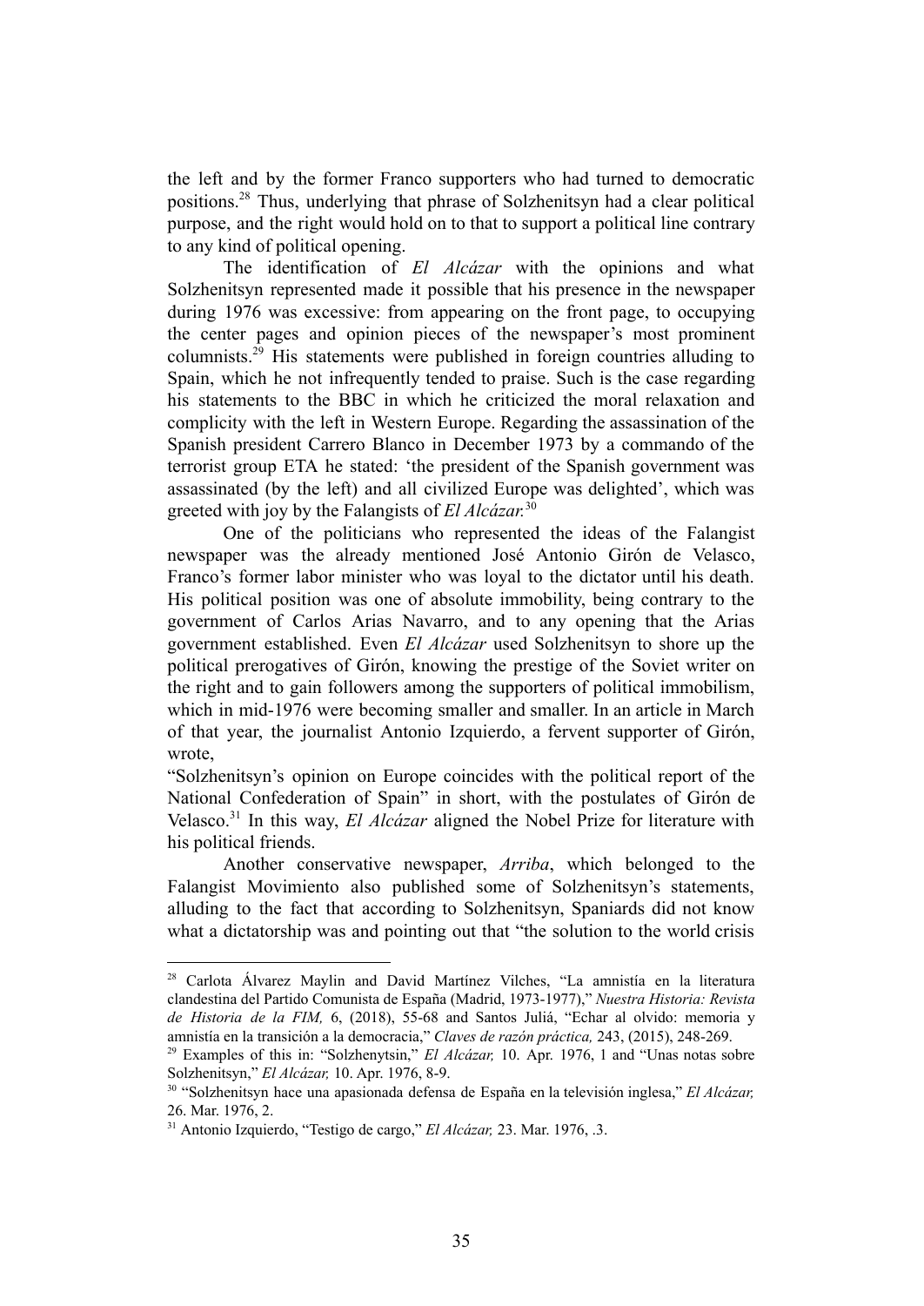the left and by the former Franco supporters who had turned to democratic positions.[28] Thus, underlying that phrase of Solzhenitsyn had a clear political purpose, and the right would hold on to that to support a political line contrary to any kind of political opening.

The identification of *El Alcázar* with the opinions and what Solzhenitsyn represented made it possible that his presence in the newspaper during 1976 was excessive: from appearing on the front page, to occupying the center pages and opinion pieces of the newspaper's most prominent columnists.[29] His statements were published in foreign countries alluding to Spain, which he not infrequently tended to praise. Such is the case regarding his statements to the BBC in which he criticized the moral relaxation and complicity with the left in Western Europe. Regarding the assassination of the Spanish president Carrero Blanco in December 1973 by a commando of the terrorist group ETA he stated: 'the president of the Spanish government was assassinated (by the left) and all civilized Europe was delighted', which was greeted with joy by the Falangists of *El Alcázar.*[30]

One of the politicians who represented the ideas of the Falangist newspaper was the already mentioned José Antonio Girón de Velasco, Franco's former labor minister who was loyal to the dictator until his death. His political position was one of absolute immobility, being contrary to the government of Carlos Arias Navarro, and to any opening that the Arias government established. Even *El Alcázar* used Solzhenitsyn to shore up the political prerogatives of Girón, knowing the prestige of the Soviet writer on the right and to gain followers among the supporters of political immobilism, which in mid-1976 were becoming smaller and smaller. In an article in March of that year, the journalist Antonio Izquierdo, a fervent supporter of Girón, wrote,

"Solzhenitsyn's opinion on Europe coincides with the political report of the National Confederation of Spain" in short, with the postulates of Girón de Velasco.[31] In this way, *El Alcázar* aligned the Nobel Prize for literature with his political friends.

Another conservative newspaper, *Arriba*, which belonged to the Falangist Movimiento also published some of Solzhenitsyn's statements, alluding to the fact that according to Solzhenitsyn, Spaniards did not know what a dictatorship was and pointing out that "the solution to the world crisis

---

[28] Carlota Álvarez Maylin and David Martínez Vilches, "La amnistía en la literatura clandestina del Partido Comunista de España (Madrid, 1973-1977)," *Nuestra Historia: Revista de Historia de la FIM,* 6, (2018), 55-68 and Santos Juliá, "Echar al olvido: memoria y amnistía en la transición a la democracia," *Claves de razón práctica,* 243, (2015), 248-269.

[29] Examples of this in: "Solzhenytsin," *El Alcázar,* 10. Apr. 1976, 1 and "Unas notas sobre Solzhenitsyn," *El Alcázar,* 10. Apr. 1976, 8-9.

[30] "Solzhenitsyn hace una apasionada defensa de España en la televisión inglesa," *El Alcázar,* 26. Mar. 1976, 2.

[31] Antonio Izquierdo, "Testigo de cargo," *El Alcázar,* 23. Mar. 1976, .3.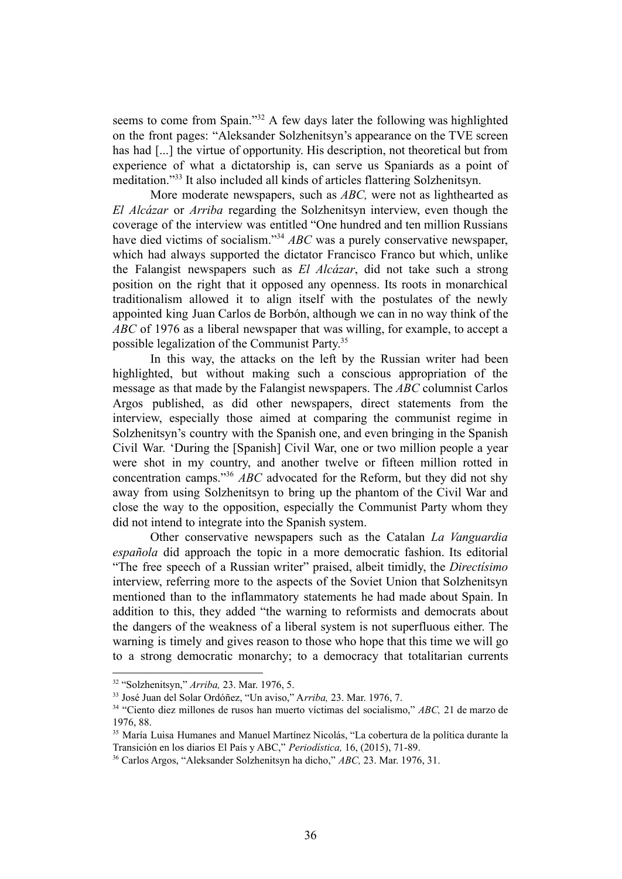seems to come from Spain."[32] A few days later the following was highlighted on the front pages: "Aleksander Solzhenitsyn's appearance on the TVE screen has had [...] the virtue of opportunity. His description, not theoretical but from experience of what a dictatorship is, can serve us Spaniards as a point of meditation."[33] It also included all kinds of articles flattering Solzhenitsyn.

More moderate newspapers, such as *ABC,* were not as lighthearted as *El Alcázar* or *Arriba* regarding the Solzhenitsyn interview, even though the coverage of the interview was entitled "One hundred and ten million Russians have died victims of socialism."[34] *ABC* was a purely conservative newspaper, which had always supported the dictator Francisco Franco but which, unlike the Falangist newspapers such as *El Alcázar*, did not take such a strong position on the right that it opposed any openness. Its roots in monarchical traditionalism allowed it to align itself with the postulates of the newly appointed king Juan Carlos de Borbón, although we can in no way think of the *ABC* of 1976 as a liberal newspaper that was willing, for example, to accept a possible legalization of the Communist Party.[35]

In this way, the attacks on the left by the Russian writer had been highlighted, but without making such a conscious appropriation of the message as that made by the Falangist newspapers. The *ABC* columnist Carlos Argos published, as did other newspapers, direct statements from the interview, especially those aimed at comparing the communist regime in Solzhenitsyn's country with the Spanish one, and even bringing in the Spanish Civil War. 'During the [Spanish] Civil War, one or two million people a year were shot in my country, and another twelve or fifteen million rotted in concentration camps."[36] *ABC* advocated for the Reform, but they did not shy away from using Solzhenitsyn to bring up the phantom of the Civil War and close the way to the opposition, especially the Communist Party whom they did not intend to integrate into the Spanish system.

Other conservative newspapers such as the Catalan *La Vanguardia española* did approach the topic in a more democratic fashion. Its editorial "The free speech of a Russian writer" praised, albeit timidly, the *Directísimo* interview, referring more to the aspects of the Soviet Union that Solzhenitsyn mentioned than to the inflammatory statements he had made about Spain. In addition to this, they added "the warning to reformists and democrats about the dangers of the weakness of a liberal system is not superfluous either. The warning is timely and gives reason to those who hope that this time we will go to a strong democratic monarchy; to a democracy that totalitarian currents

---

[32] "Solzhenitsyn," *Arriba,* 23. Mar. 1976, 5.

[33] José Juan del Solar Ordóñez, "Un aviso," A*rriba,* 23. Mar. 1976, 7.

[34] "Ciento diez millones de rusos han muerto víctimas del socialismo," *ABC,* 21 de marzo de 1976, 88.

[35] María Luisa Humanes and Manuel Martínez Nicolás, "La cobertura de la política durante la Transición en los diarios El País y ABC," *Periodística,* 16, (2015), 71-89.

[36] Carlos Argos, "Aleksander Solzhenitsyn ha dicho," *ABC,* 23. Mar. 1976, 31.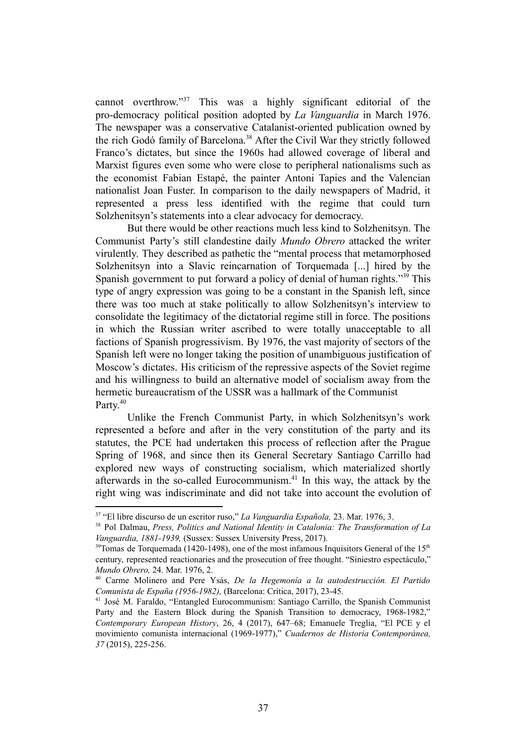cannot overthrow."[37] This was a highly significant editorial of the pro-democracy political position adopted by *La Vanguardia* in March 1976. The newspaper was a conservative Catalanist-oriented publication owned by the rich Godó family of Barcelona.[38] After the Civil War they strictly followed Franco's dictates, but since the 1960s had allowed coverage of liberal and Marxist figures even some who were close to peripheral nationalisms such as the economist Fabian Estapé, the painter Antoni Tapies and the Valencian nationalist Joan Fuster. In comparison to the daily newspapers of Madrid, it represented a press less identified with the regime that could turn Solzhenitsyn's statements into a clear advocacy for democracy.

But there would be other reactions much less kind to Solzhenitsyn. The Communist Party's still clandestine daily *Mundo Obrero* attacked the writer virulently. They described as pathetic the "mental process that metamorphosed Solzhenitsyn into a Slavic reincarnation of Torquemada [...] hired by the Spanish government to put forward a policy of denial of human rights."[39] This type of angry expression was going to be a constant in the Spanish left, since there was too much at stake politically to allow Solzhenitsyn's interview to consolidate the legitimacy of the dictatorial regime still in force. The positions in which the Russian writer ascribed to were totally unacceptable to all factions of Spanish progressivism. By 1976, the vast majority of sectors of the Spanish left were no longer taking the position of unambiguous justification of Moscow's dictates. His criticism of the repressive aspects of the Soviet regime and his willingness to build an alternative model of socialism away from the hermetic bureaucratism of the USSR was a hallmark of the Communist Party.[40]

Unlike the French Communist Party, in which Solzhenitsyn's work represented a before and after in the very constitution of the party and its statutes, the PCE had undertaken this process of reflection after the Prague Spring of 1968, and since then its General Secretary Santiago Carrillo had explored new ways of constructing socialism, which materialized shortly afterwards in the so-called Eurocommunism.[41] In this way, the attack by the right wing was indiscriminate and did not take into account the evolution of

---

[37] "El libre discurso de un escritor ruso," *La Vanguardia Española,* 23. Mar. 1976, 3.

[38] Pol Dalmau, *Press, Politics and National Identity in Catalonia: The Transformation of La Vanguardia, 1881-1939,* (Sussex: Sussex University Press, 2017).

[39] Tomas de Torquemada (1420-1498), one of the most infamous Inquisitors General of the 15th century, represented reactionaries and the prosecution of free thought. "Siniestro espectáculo," *Mundo Obrero,* 24. Mar. 1976, 2.

[40] Carme Molinero and Pere Ysás, *De la Hegemonía a la autodestrucción. El Partido Comunista de España (1956-1982),* (Barcelona: Crítica, 2017), 23-45.

[41] José M. Faraldo, "Entangled Eurocommunism: Santiago Carrillo, the Spanish Communist Party and the Eastern Block during the Spanish Transition to democracy, 1968-1982," *Contemporary European History*, 26, 4 (2017), 647–68; Emanuele Treglia, "El PCE y el movimiento comunista internacional (1969-1977)," *Cuadernos de Historia Contemporánea, 37* (2015), 225-256.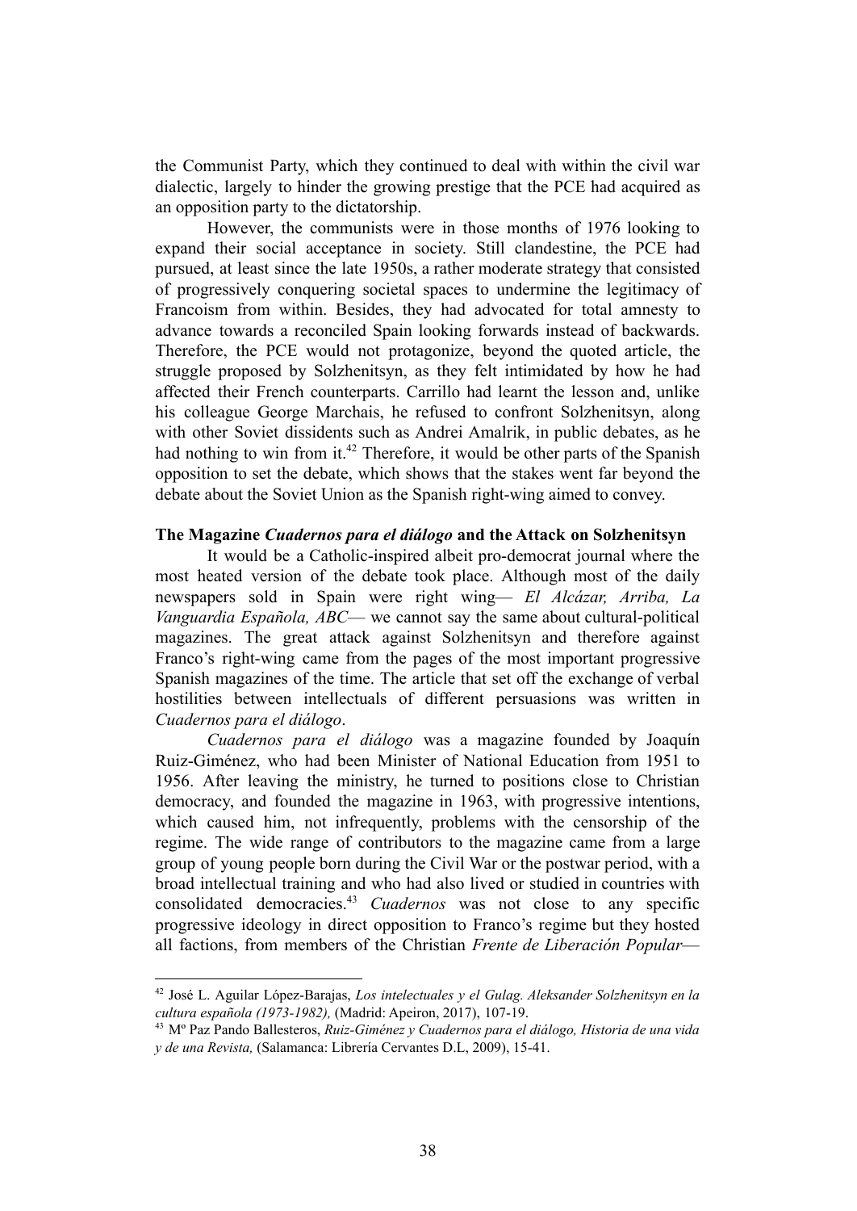the Communist Party, which they continued to deal with within the civil war dialectic, largely to hinder the growing prestige that the PCE had acquired as an opposition party to the dictatorship.

However, the communists were in those months of 1976 looking to expand their social acceptance in society. Still clandestine, the PCE had pursued, at least since the late 1950s, a rather moderate strategy that consisted of progressively conquering societal spaces to undermine the legitimacy of Francoism from within. Besides, they had advocated for total amnesty to advance towards a reconciled Spain looking forwards instead of backwards. Therefore, the PCE would not protagonize, beyond the quoted article, the struggle proposed by Solzhenitsyn, as they felt intimidated by how he had affected their French counterparts. Carrillo had learnt the lesson and, unlike his colleague George Marchais, he refused to confront Solzhenitsyn, along with other Soviet dissidents such as Andrei Amalrik, in public debates, as he had nothing to win from it.[42] Therefore, it would be other parts of the Spanish opposition to set the debate, which shows that the stakes went far beyond the debate about the Soviet Union as the Spanish right-wing aimed to convey.

**The Magazine *Cuadernos para el diálogo* and the Attack on Solzhenitsyn**

It would be a Catholic-inspired albeit pro-democrat journal where the most heated version of the debate took place. Although most of the daily newspapers sold in Spain were right wing— *El Alcázar, Arriba, La Vanguardia Española, ABC*— we cannot say the same about cultural-political magazines. The great attack against Solzhenitsyn and therefore against Franco's right-wing came from the pages of the most important progressive Spanish magazines of the time. The article that set off the exchange of verbal hostilities between intellectuals of different persuasions was written in *Cuadernos para el diálogo*.

*Cuadernos para el diálogo* was a magazine founded by Joaquín Ruiz-Giménez, who had been Minister of National Education from 1951 to 1956. After leaving the ministry, he turned to positions close to Christian democracy, and founded the magazine in 1963, with progressive intentions, which caused him, not infrequently, problems with the censorship of the regime. The wide range of contributors to the magazine came from a large group of young people born during the Civil War or the postwar period, with a broad intellectual training and who had also lived or studied in countries with consolidated democracies.[43] *Cuadernos* was not close to any specific progressive ideology in direct opposition to Franco's regime but they hosted all factions, from members of the Christian *Frente de Liberación Popular*—

---

[42] José L. Aguilar López-Barajas, *Los intelectuales y el Gulag. Aleksander Solzhenitsyn en la cultura española (1973-1982),* (Madrid: Apeiron, 2017), 107-19.

[43] Mº Paz Pando Ballesteros, *Ruiz-Giménez y Cuadernos para el diálogo, Historia de una vida y de una Revista,* (Salamanca: Librería Cervantes D.L, 2009), 15-41.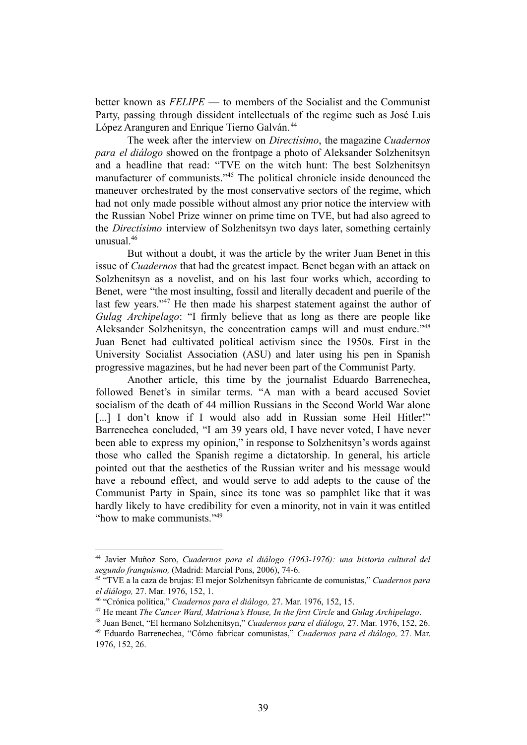better known as *FELIPE* — to members of the Socialist and the Communist Party, passing through dissident intellectuals of the regime such as José Luis López Aranguren and Enrique Tierno Galván.[44]

The week after the interview on *Directísimo*, the magazine *Cuadernos para el diálogo* showed on the frontpage a photo of Aleksander Solzhenitsyn and a headline that read: "TVE on the witch hunt: The best Solzhenitsyn manufacturer of communists."[45] The political chronicle inside denounced the maneuver orchestrated by the most conservative sectors of the regime, which had not only made possible without almost any prior notice the interview with the Russian Nobel Prize winner on prime time on TVE, but had also agreed to the *Directísimo* interview of Solzhenitsyn two days later, something certainly unusual.[46]

But without a doubt, it was the article by the writer Juan Benet in this issue of *Cuadernos* that had the greatest impact. Benet began with an attack on Solzhenitsyn as a novelist, and on his last four works which, according to Benet, were "the most insulting, fossil and literally decadent and puerile of the last few years."[47] He then made his sharpest statement against the author of *Gulag Archipelago*: "I firmly believe that as long as there are people like Aleksander Solzhenitsyn, the concentration camps will and must endure."[48] Juan Benet had cultivated political activism since the 1950s. First in the University Socialist Association (ASU) and later using his pen in Spanish progressive magazines, but he had never been part of the Communist Party.

Another article, this time by the journalist Eduardo Barrenechea, followed Benet's in similar terms. "A man with a beard accused Soviet socialism of the death of 44 million Russians in the Second World War alone [...] I don't know if I would also add in Russian some Heil Hitler!" Barrenechea concluded, "I am 39 years old, I have never voted, I have never been able to express my opinion," in response to Solzhenitsyn's words against those who called the Spanish regime a dictatorship. In general, his article pointed out that the aesthetics of the Russian writer and his message would have a rebound effect, and would serve to add adepts to the cause of the Communist Party in Spain, since its tone was so pamphlet like that it was hardly likely to have credibility for even a minority, not in vain it was entitled "how to make communists."[49]

---

[44] Javier Muñoz Soro, *Cuadernos para el diálogo (1963-1976): una historia cultural del segundo franquismo,* (Madrid: Marcial Pons, 2006), 74-6.

[45] "TVE a la caza de brujas: El mejor Solzhenitsyn fabricante de comunistas," *Cuadernos para el diálogo,* 27. Mar. 1976, 152, 1.

[46] "Crónica política," *Cuadernos para el diálogo,* 27. Mar. 1976, 152, 15.

[47] He meant *The Cancer Ward, Matriona's House, In the first Circle* and *Gulag Archipelago*.

[48] Juan Benet, "El hermano Solzhenitsyn," *Cuadernos para el diálogo,* 27. Mar. 1976, 152, 26.

[49] Eduardo Barrenechea, "Cómo fabricar comunistas," *Cuadernos para el diálogo,* 27. Mar. 1976, 152, 26.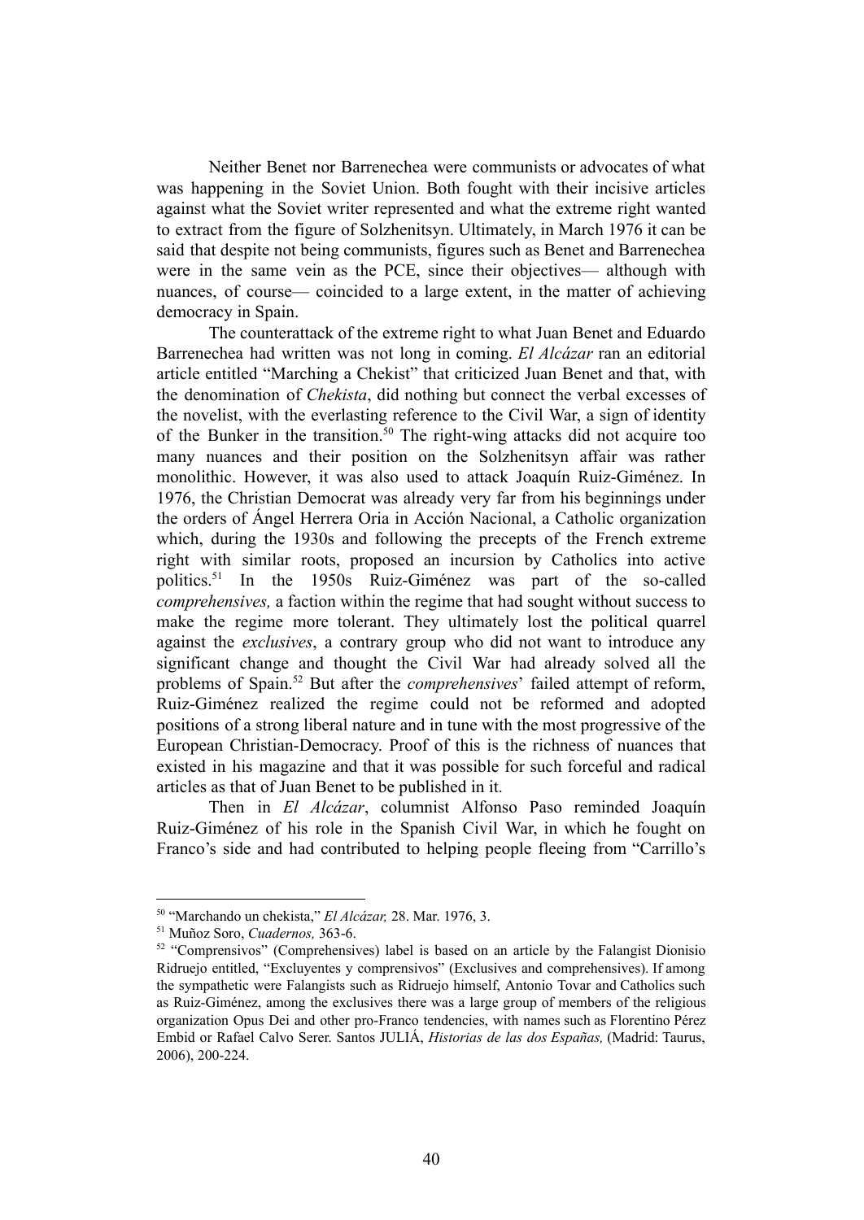Neither Benet nor Barrenechea were communists or advocates of what was happening in the Soviet Union. Both fought with their incisive articles against what the Soviet writer represented and what the extreme right wanted to extract from the figure of Solzhenitsyn. Ultimately, in March 1976 it can be said that despite not being communists, figures such as Benet and Barrenechea were in the same vein as the PCE, since their objectives— although with nuances, of course— coincided to a large extent, in the matter of achieving democracy in Spain.

The counterattack of the extreme right to what Juan Benet and Eduardo Barrenechea had written was not long in coming. *El Alcázar* ran an editorial article entitled "Marching a Chekist" that criticized Juan Benet and that, with the denomination of *Chekista*, did nothing but connect the verbal excesses of the novelist, with the everlasting reference to the Civil War, a sign of identity of the Bunker in the transition.[50] The right-wing attacks did not acquire too many nuances and their position on the Solzhenitsyn affair was rather monolithic. However, it was also used to attack Joaquín Ruiz-Giménez. In 1976, the Christian Democrat was already very far from his beginnings under the orders of Ángel Herrera Oria in Acción Nacional, a Catholic organization which, during the 1930s and following the precepts of the French extreme right with similar roots, proposed an incursion by Catholics into active politics.[51] In the 1950s Ruiz-Giménez was part of the so-called *comprehensives,* a faction within the regime that had sought without success to make the regime more tolerant. They ultimately lost the political quarrel against the *exclusives*, a contrary group who did not want to introduce any significant change and thought the Civil War had already solved all the problems of Spain.[52] But after the *comprehensives*' failed attempt of reform, Ruiz-Giménez realized the regime could not be reformed and adopted positions of a strong liberal nature and in tune with the most progressive of the European Christian-Democracy. Proof of this is the richness of nuances that existed in his magazine and that it was possible for such forceful and radical articles as that of Juan Benet to be published in it.

Then in *El Alcázar*, columnist Alfonso Paso reminded Joaquín Ruiz-Giménez of his role in the Spanish Civil War, in which he fought on Franco's side and had contributed to helping people fleeing from "Carrillo's

---

[50] "Marchando un chekista," *El Alcázar,* 28. Mar. 1976, 3.

[51] Muñoz Soro, *Cuadernos,* 363-6.

[52] "Comprensivos" (Comprehensives) label is based on an article by the Falangist Dionisio Ridruejo entitled, "Excluyentes y comprensivos" (Exclusives and comprehensives). If among the sympathetic were Falangists such as Ridruejo himself, Antonio Tovar and Catholics such as Ruiz-Giménez, among the exclusives there was a large group of members of the religious organization Opus Dei and other pro-Franco tendencies, with names such as Florentino Pérez Embid or Rafael Calvo Serer. Santos JULIÁ, *Historias de las dos Españas,* (Madrid: Taurus, 2006), 200-224.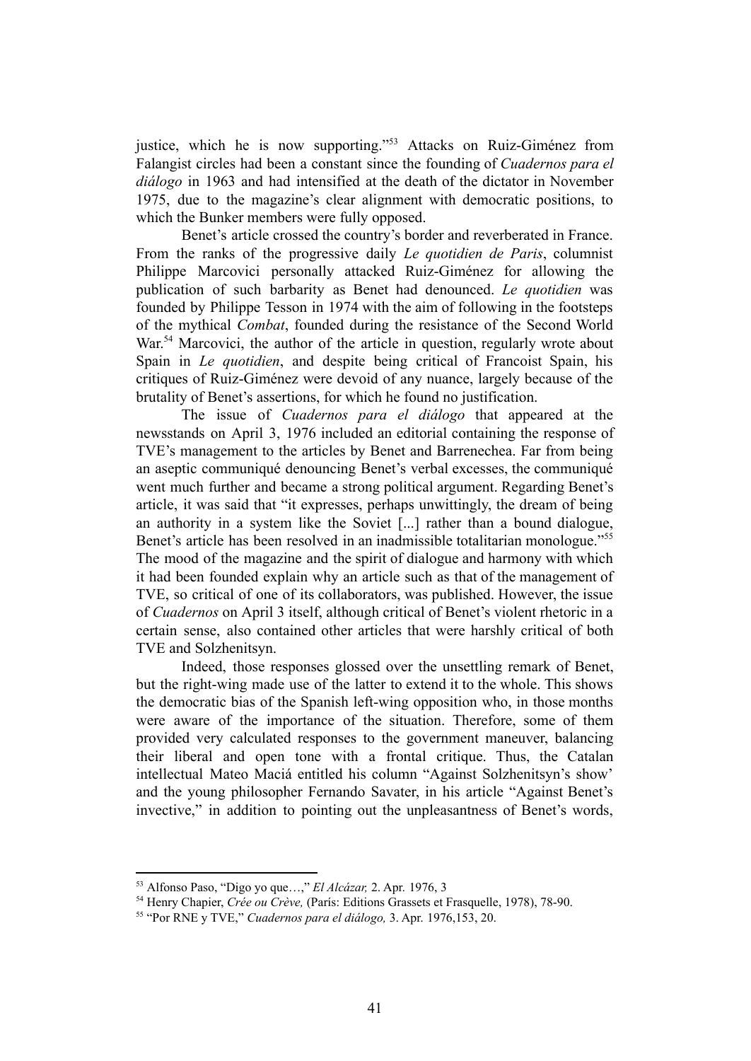justice, which he is now supporting."[53] Attacks on Ruiz-Giménez from Falangist circles had been a constant since the founding of *Cuadernos para el diálogo* in 1963 and had intensified at the death of the dictator in November 1975, due to the magazine's clear alignment with democratic positions, to which the Bunker members were fully opposed.

Benet's article crossed the country's border and reverberated in France. From the ranks of the progressive daily *Le quotidien de Paris*, columnist Philippe Marcovici personally attacked Ruiz-Giménez for allowing the publication of such barbarity as Benet had denounced. *Le quotidien* was founded by Philippe Tesson in 1974 with the aim of following in the footsteps of the mythical *Combat*, founded during the resistance of the Second World War.[54] Marcovici, the author of the article in question, regularly wrote about Spain in *Le quotidien*, and despite being critical of Francoist Spain, his critiques of Ruiz-Giménez were devoid of any nuance, largely because of the brutality of Benet's assertions, for which he found no justification.

The issue of *Cuadernos para el diálogo* that appeared at the newsstands on April 3, 1976 included an editorial containing the response of TVE's management to the articles by Benet and Barrenechea. Far from being an aseptic communiqué denouncing Benet's verbal excesses, the communiqué went much further and became a strong political argument. Regarding Benet's article, it was said that "it expresses, perhaps unwittingly, the dream of being an authority in a system like the Soviet [...] rather than a bound dialogue, Benet's article has been resolved in an inadmissible totalitarian monologue."[55] The mood of the magazine and the spirit of dialogue and harmony with which it had been founded explain why an article such as that of the management of TVE, so critical of one of its collaborators, was published. However, the issue of *Cuadernos* on April 3 itself, although critical of Benet's violent rhetoric in a certain sense, also contained other articles that were harshly critical of both TVE and Solzhenitsyn.

Indeed, those responses glossed over the unsettling remark of Benet, but the right-wing made use of the latter to extend it to the whole. This shows the democratic bias of the Spanish left-wing opposition who, in those months were aware of the importance of the situation. Therefore, some of them provided very calculated responses to the government maneuver, balancing their liberal and open tone with a frontal critique. Thus, the Catalan intellectual Mateo Maciá entitled his column "Against Solzhenitsyn's show' and the young philosopher Fernando Savater, in his article "Against Benet's invective," in addition to pointing out the unpleasantness of Benet's words,

---

[53] Alfonso Paso, "Digo yo que…," *El Alcázar,* 2. Apr. 1976, 3

[54] Henry Chapier, *Crée ou Crève,* (París: Editions Grassets et Frasquelle, 1978), 78-90.

[55] "Por RNE y TVE," *Cuadernos para el diálogo,* 3. Apr. 1976,153, 20.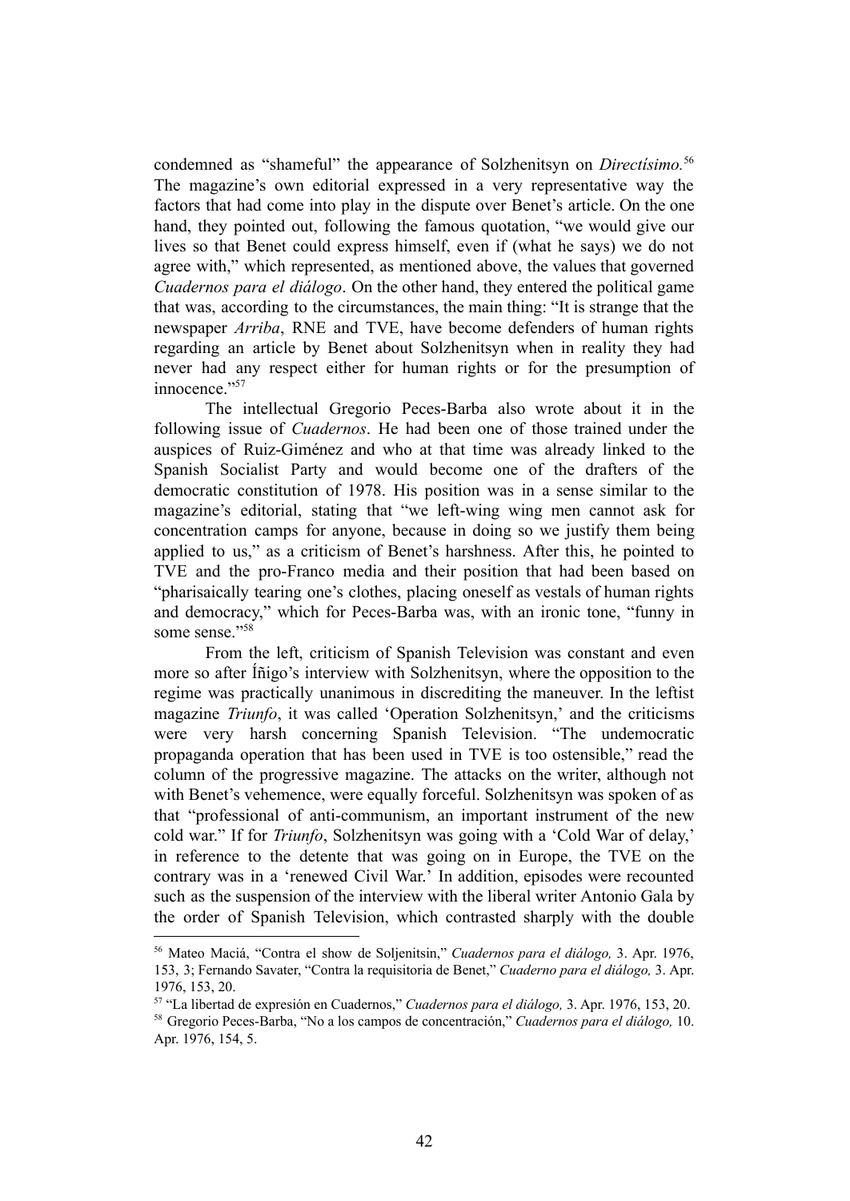condemned as "shameful" the appearance of Solzhenitsyn on *Directísimo.*[56] The magazine's own editorial expressed in a very representative way the factors that had come into play in the dispute over Benet's article. On the one hand, they pointed out, following the famous quotation, "we would give our lives so that Benet could express himself, even if (what he says) we do not agree with," which represented, as mentioned above, the values that governed *Cuadernos para el diálogo*. On the other hand, they entered the political game that was, according to the circumstances, the main thing: "It is strange that the newspaper *Arriba*, RNE and TVE, have become defenders of human rights regarding an article by Benet about Solzhenitsyn when in reality they had never had any respect either for human rights or for the presumption of innocence."[57]

The intellectual Gregorio Peces-Barba also wrote about it in the following issue of *Cuadernos*. He had been one of those trained under the auspices of Ruiz-Giménez and who at that time was already linked to the Spanish Socialist Party and would become one of the drafters of the democratic constitution of 1978. His position was in a sense similar to the magazine's editorial, stating that "we left-wing wing men cannot ask for concentration camps for anyone, because in doing so we justify them being applied to us," as a criticism of Benet's harshness. After this, he pointed to TVE and the pro-Franco media and their position that had been based on "pharisaically tearing one's clothes, placing oneself as vestals of human rights and democracy," which for Peces-Barba was, with an ironic tone, "funny in some sense."[58]

From the left, criticism of Spanish Television was constant and even more so after Íñigo's interview with Solzhenitsyn, where the opposition to the regime was practically unanimous in discrediting the maneuver. In the leftist magazine *Triunfo*, it was called 'Operation Solzhenitsyn,' and the criticisms were very harsh concerning Spanish Television. "The undemocratic propaganda operation that has been used in TVE is too ostensible," read the column of the progressive magazine. The attacks on the writer, although not with Benet's vehemence, were equally forceful. Solzhenitsyn was spoken of as that "professional of anti-communism, an important instrument of the new cold war." If for *Triunfo*, Solzhenitsyn was going with a 'Cold War of delay,' in reference to the detente that was going on in Europe, the TVE on the contrary was in a 'renewed Civil War.' In addition, episodes were recounted such as the suspension of the interview with the liberal writer Antonio Gala by the order of Spanish Television, which contrasted sharply with the double

---

[56] Mateo Maciá, "Contra el show de Soljenitsin," *Cuadernos para el diálogo,* 3. Apr. 1976, 153, 3; Fernando Savater, "Contra la requisitoria de Benet," *Cuaderno para el diálogo,* 3. Apr. 1976, 153, 20.

[57] "La libertad de expresión en Cuadernos," *Cuadernos para el diálogo,* 3. Apr. 1976, 153, 20.

[58] Gregorio Peces-Barba, "No a los campos de concentración," *Cuadernos para el diálogo,* 10. Apr. 1976, 154, 5.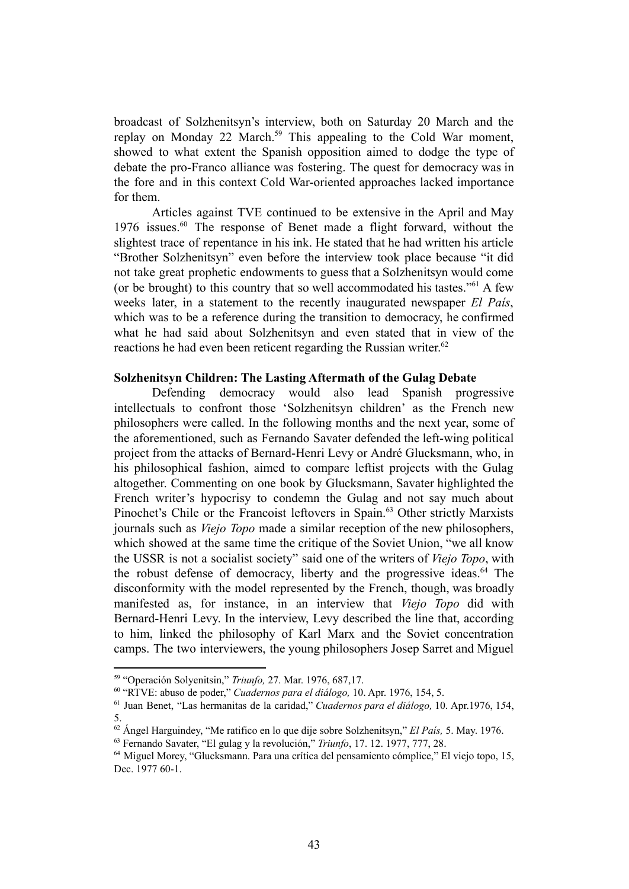broadcast of Solzhenitsyn's interview, both on Saturday 20 March and the replay on Monday 22 March.[59] This appealing to the Cold War moment, showed to what extent the Spanish opposition aimed to dodge the type of debate the pro-Franco alliance was fostering. The quest for democracy was in the fore and in this context Cold War-oriented approaches lacked importance for them.

Articles against TVE continued to be extensive in the April and May 1976 issues.[60] The response of Benet made a flight forward, without the slightest trace of repentance in his ink. He stated that he had written his article "Brother Solzhenitsyn" even before the interview took place because "it did not take great prophetic endowments to guess that a Solzhenitsyn would come (or be brought) to this country that so well accommodated his tastes."[61] A few weeks later, in a statement to the recently inaugurated newspaper *El País*, which was to be a reference during the transition to democracy, he confirmed what he had said about Solzhenitsyn and even stated that in view of the reactions he had even been reticent regarding the Russian writer.[62]

**Solzhenitsyn Children: The Lasting Aftermath of the Gulag Debate**

Defending democracy would also lead Spanish progressive intellectuals to confront those 'Solzhenitsyn children' as the French new philosophers were called. In the following months and the next year, some of the aforementioned, such as Fernando Savater defended the left-wing political project from the attacks of Bernard-Henri Levy or André Glucksmann, who, in his philosophical fashion, aimed to compare leftist projects with the Gulag altogether. Commenting on one book by Glucksmann, Savater highlighted the French writer's hypocrisy to condemn the Gulag and not say much about Pinochet's Chile or the Francoist leftovers in Spain.[63] Other strictly Marxists journals such as *Viejo Topo* made a similar reception of the new philosophers, which showed at the same time the critique of the Soviet Union, "we all know the USSR is not a socialist society" said one of the writers of *Viejo Topo*, with the robust defense of democracy, liberty and the progressive ideas.[64] The disconformity with the model represented by the French, though, was broadly manifested as, for instance, in an interview that *Viejo Topo* did with Bernard-Henri Levy. In the interview, Levy described the line that, according to him, linked the philosophy of Karl Marx and the Soviet concentration camps. The two interviewers, the young philosophers Josep Sarret and Miguel

---

[59] "Operación Solyenitsin," *Triunfo,* 27. Mar. 1976, 687,17.

[60] "RTVE: abuso de poder," *Cuadernos para el diálogo,* 10. Apr. 1976, 154, 5.

[61] Juan Benet, "Las hermanitas de la caridad," *Cuadernos para el diálogo,* 10. Apr.1976, 154, 5.

[62] Ángel Harguindey, "Me ratifico en lo que dije sobre Solzhenitsyn," *El País,* 5. May. 1976.

[63] Fernando Savater, "El gulag y la revolución," *Triunfo*, 17. 12. 1977, 777, 28.

[64] Miguel Morey, "Glucksmann. Para una crítica del pensamiento cómplice," El viejo topo, 15, Dec. 1977 60-1.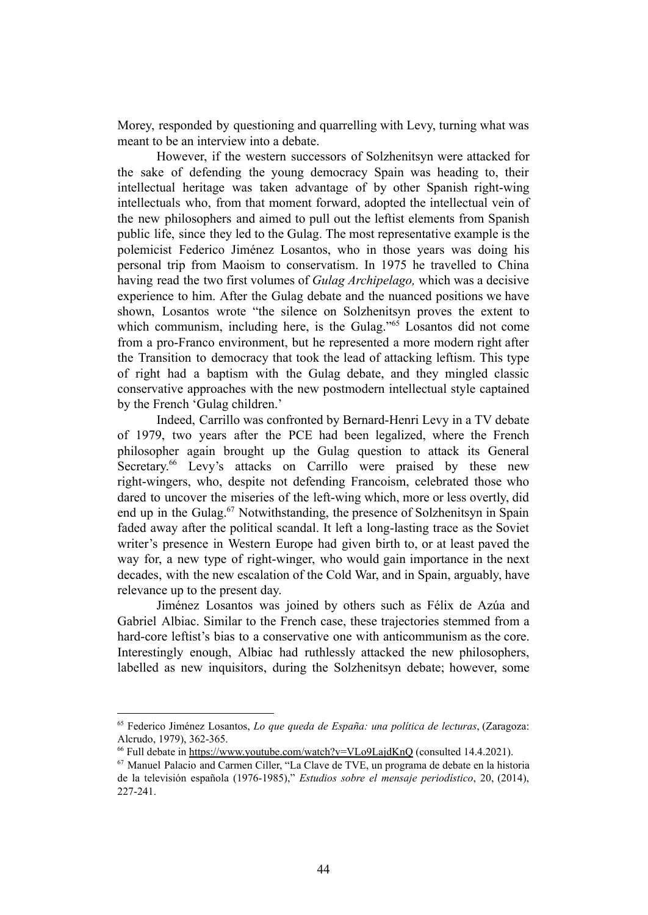Morey, responded by questioning and quarrelling with Levy, turning what was meant to be an interview into a debate.

However, if the western successors of Solzhenitsyn were attacked for the sake of defending the young democracy Spain was heading to, their intellectual heritage was taken advantage of by other Spanish right-wing intellectuals who, from that moment forward, adopted the intellectual vein of the new philosophers and aimed to pull out the leftist elements from Spanish public life, since they led to the Gulag. The most representative example is the polemicist Federico Jiménez Losantos, who in those years was doing his personal trip from Maoism to conservatism. In 1975 he travelled to China having read the two first volumes of *Gulag Archipelago,* which was a decisive experience to him. After the Gulag debate and the nuanced positions we have shown, Losantos wrote "the silence on Solzhenitsyn proves the extent to which communism, including here, is the Gulag."[65] Losantos did not come from a pro-Franco environment, but he represented a more modern right after the Transition to democracy that took the lead of attacking leftism. This type of right had a baptism with the Gulag debate, and they mingled classic conservative approaches with the new postmodern intellectual style captained by the French 'Gulag children.'

Indeed, Carrillo was confronted by Bernard-Henri Levy in a TV debate of 1979, two years after the PCE had been legalized, where the French philosopher again brought up the Gulag question to attack its General Secretary.[66] Levy's attacks on Carrillo were praised by these new right-wingers, who, despite not defending Francoism, celebrated those who dared to uncover the miseries of the left-wing which, more or less overtly, did end up in the Gulag.[67] Notwithstanding, the presence of Solzhenitsyn in Spain faded away after the political scandal. It left a long-lasting trace as the Soviet writer's presence in Western Europe had given birth to, or at least paved the way for, a new type of right-winger, who would gain importance in the next decades, with the new escalation of the Cold War, and in Spain, arguably, have relevance up to the present day.

Jiménez Losantos was joined by others such as Félix de Azúa and Gabriel Albiac. Similar to the French case, these trajectories stemmed from a hard-core leftist's bias to a conservative one with anticommunism as the core. Interestingly enough, Albiac had ruthlessly attacked the new philosophers, labelled as new inquisitors, during the Solzhenitsyn debate; however, some

---

[65] Federico Jiménez Losantos, *Lo que queda de España: una política de lecturas*, (Zaragoza: Alcrudo, 1979), 362-365.

[66] Full debate in https://www.youtube.com/watch?v=VLo9LajdKnQ (consulted 14.4.2021).

[67] Manuel Palacio and Carmen Ciller, "La Clave de TVE, un programa de debate en la historia de la televisión española (1976-1985)," *Estudios sobre el mensaje periodístico*, 20, (2014), 227-241.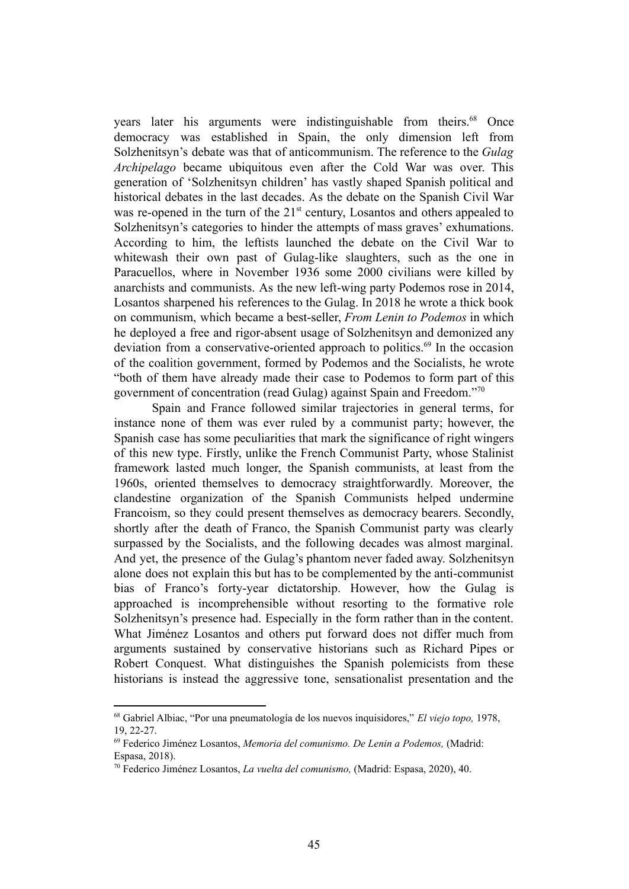years later his arguments were indistinguishable from theirs.[68] Once democracy was established in Spain, the only dimension left from Solzhenitsyn's debate was that of anticommunism. The reference to the *Gulag Archipelago* became ubiquitous even after the Cold War was over. This generation of 'Solzhenitsyn children' has vastly shaped Spanish political and historical debates in the last decades. As the debate on the Spanish Civil War was re-opened in the turn of the 21st century, Losantos and others appealed to Solzhenitsyn's categories to hinder the attempts of mass graves' exhumations. According to him, the leftists launched the debate on the Civil War to whitewash their own past of Gulag-like slaughters, such as the one in Paracuellos, where in November 1936 some 2000 civilians were killed by anarchists and communists. As the new left-wing party Podemos rose in 2014, Losantos sharpened his references to the Gulag. In 2018 he wrote a thick book on communism, which became a best-seller, *From Lenin to Podemos* in which he deployed a free and rigor-absent usage of Solzhenitsyn and demonized any deviation from a conservative-oriented approach to politics.[69] In the occasion of the coalition government, formed by Podemos and the Socialists, he wrote "both of them have already made their case to Podemos to form part of this government of concentration (read Gulag) against Spain and Freedom."[70]

Spain and France followed similar trajectories in general terms, for instance none of them was ever ruled by a communist party; however, the Spanish case has some peculiarities that mark the significance of right wingers of this new type. Firstly, unlike the French Communist Party, whose Stalinist framework lasted much longer, the Spanish communists, at least from the 1960s, oriented themselves to democracy straightforwardly. Moreover, the clandestine organization of the Spanish Communists helped undermine Francoism, so they could present themselves as democracy bearers. Secondly, shortly after the death of Franco, the Spanish Communist party was clearly surpassed by the Socialists, and the following decades was almost marginal. And yet, the presence of the Gulag's phantom never faded away. Solzhenitsyn alone does not explain this but has to be complemented by the anti-communist bias of Franco's forty-year dictatorship. However, how the Gulag is approached is incomprehensible without resorting to the formative role Solzhenitsyn's presence had. Especially in the form rather than in the content. What Jiménez Losantos and others put forward does not differ much from arguments sustained by conservative historians such as Richard Pipes or Robert Conquest. What distinguishes the Spanish polemicists from these historians is instead the aggressive tone, sensationalist presentation and the

---

[68] Gabriel Albiac, "Por una pneumatología de los nuevos inquisidores," *El viejo topo,* 1978, 19, 22-27.

[69] Federico Jiménez Losantos, *Memoria del comunismo. De Lenin a Podemos,* (Madrid: Espasa, 2018).

[70] Federico Jiménez Losantos, *La vuelta del comunismo,* (Madrid: Espasa, 2020), 40.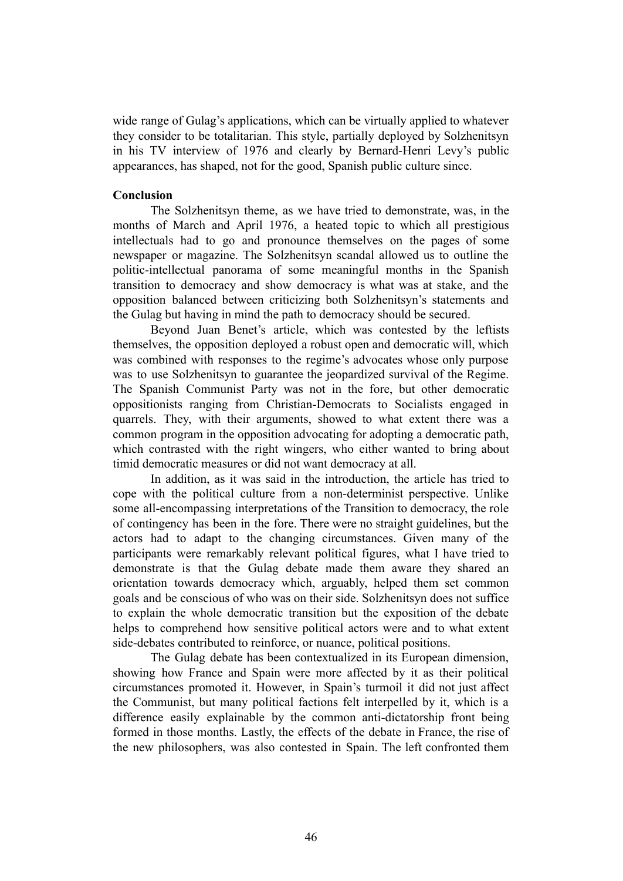wide range of Gulag's applications, which can be virtually applied to whatever they consider to be totalitarian. This style, partially deployed by Solzhenitsyn in his TV interview of 1976 and clearly by Bernard-Henri Levy's public appearances, has shaped, not for the good, Spanish public culture since.

**Conclusion**

The Solzhenitsyn theme, as we have tried to demonstrate, was, in the months of March and April 1976, a heated topic to which all prestigious intellectuals had to go and pronounce themselves on the pages of some newspaper or magazine. The Solzhenitsyn scandal allowed us to outline the politic-intellectual panorama of some meaningful months in the Spanish transition to democracy and show democracy is what was at stake, and the opposition balanced between criticizing both Solzhenitsyn's statements and the Gulag but having in mind the path to democracy should be secured.

Beyond Juan Benet's article, which was contested by the leftists themselves, the opposition deployed a robust open and democratic will, which was combined with responses to the regime's advocates whose only purpose was to use Solzhenitsyn to guarantee the jeopardized survival of the Regime. The Spanish Communist Party was not in the fore, but other democratic oppositionists ranging from Christian-Democrats to Socialists engaged in quarrels. They, with their arguments, showed to what extent there was a common program in the opposition advocating for adopting a democratic path, which contrasted with the right wingers, who either wanted to bring about timid democratic measures or did not want democracy at all.

In addition, as it was said in the introduction, the article has tried to cope with the political culture from a non-determinist perspective. Unlike some all-encompassing interpretations of the Transition to democracy, the role of contingency has been in the fore. There were no straight guidelines, but the actors had to adapt to the changing circumstances. Given many of the participants were remarkably relevant political figures, what I have tried to demonstrate is that the Gulag debate made them aware they shared an orientation towards democracy which, arguably, helped them set common goals and be conscious of who was on their side. Solzhenitsyn does not suffice to explain the whole democratic transition but the exposition of the debate helps to comprehend how sensitive political actors were and to what extent side-debates contributed to reinforce, or nuance, political positions.

The Gulag debate has been contextualized in its European dimension, showing how France and Spain were more affected by it as their political circumstances promoted it. However, in Spain's turmoil it did not just affect the Communist, but many political factions felt interpelled by it, which is a difference easily explainable by the common anti-dictatorship front being formed in those months. Lastly, the effects of the debate in France, the rise of the new philosophers, was also contested in Spain. The left confronted them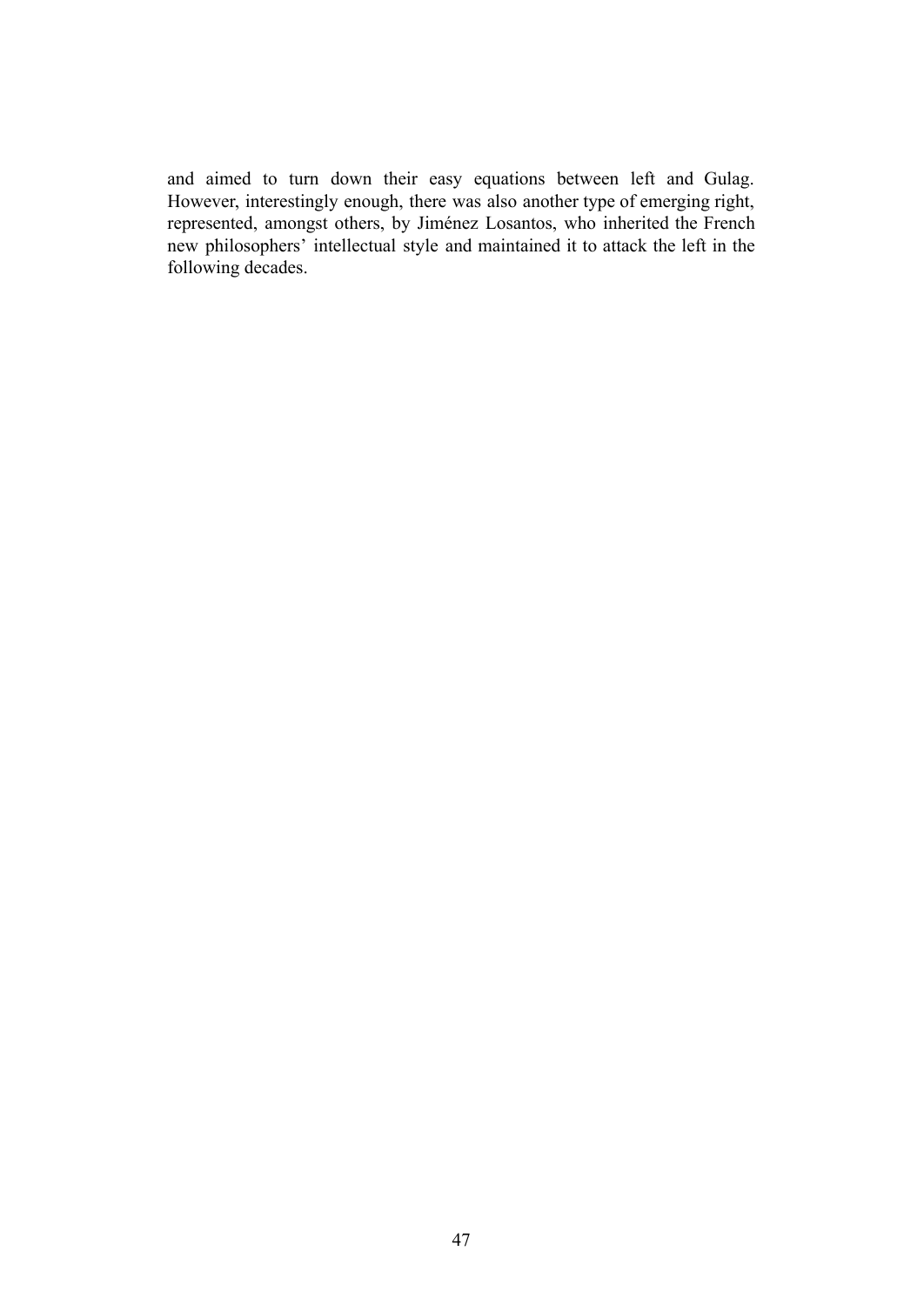and aimed to turn down their easy equations between left and Gulag. However, interestingly enough, there was also another type of emerging right, represented, amongst others, by Jiménez Losantos, who inherited the French new philosophers' intellectual style and maintained it to attack the left in the following decades.